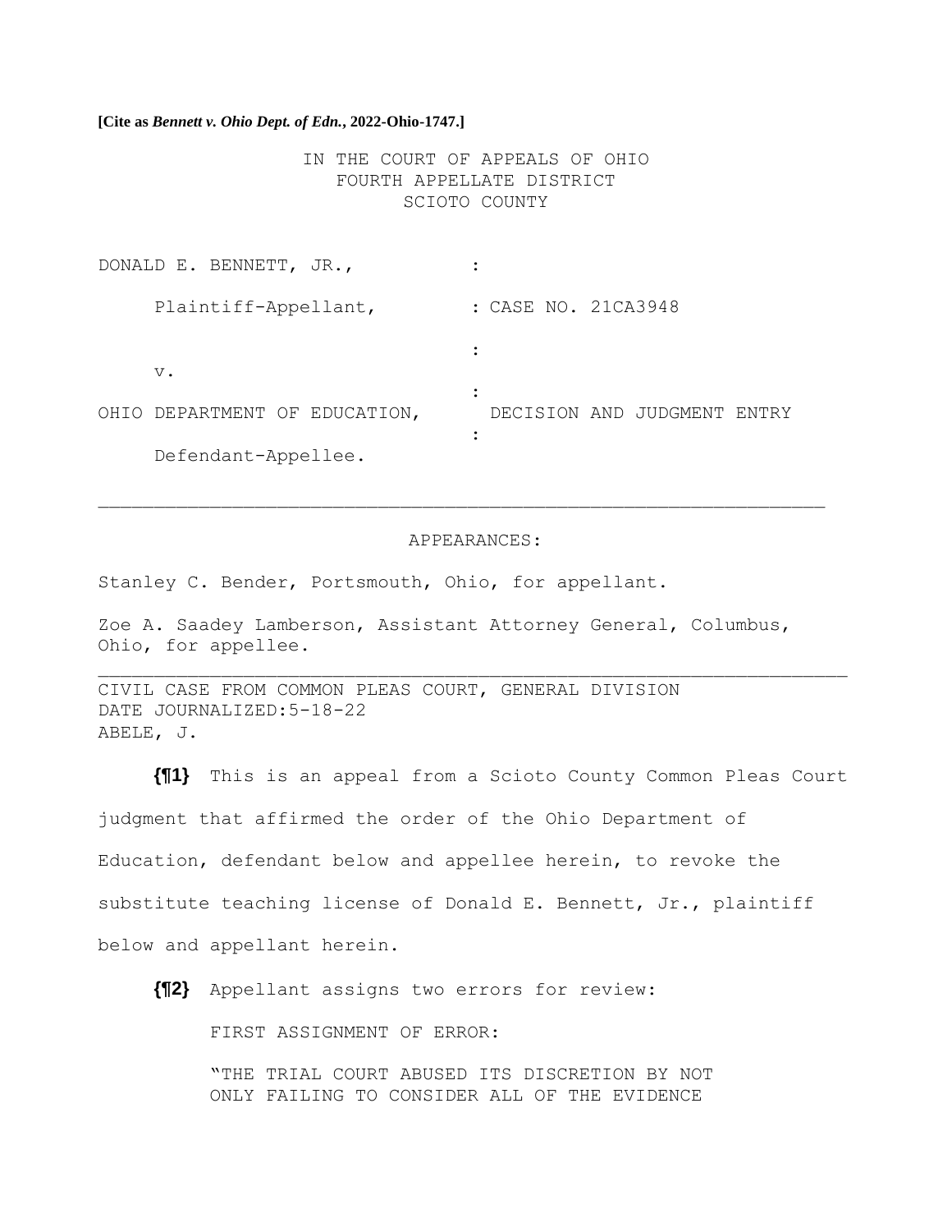**[Cite as *Bennett v. Ohio Dept. of Edn.*, 2022-Ohio-1747.]**

IN THE COURT OF APPEALS OF OHIO
FOURTH APPELLATE DISTRICT
SCIOTO COUNTY

DONALD E. BENNETT, JR., :

Plaintiff-Appellant, : CASE NO. 21CA3948

v. :

OHIO DEPARTMENT OF EDUCATION, : DECISION AND JUDGMENT ENTRY

Defendant-Appellee. :

---

APPEARANCES:

Stanley C. Bender, Portsmouth, Ohio, for appellant.

Zoe A. Saadey Lamberson, Assistant Attorney General, Columbus, Ohio, for appellee.

---

CIVIL CASE FROM COMMON PLEAS COURT, GENERAL DIVISION
DATE JOURNALIZED:5-18-22
ABELE, J.

**{¶1}** This is an appeal from a Scioto County Common Pleas Court judgment that affirmed the order of the Ohio Department of Education, defendant below and appellee herein, to revoke the substitute teaching license of Donald E. Bennett, Jr., plaintiff below and appellant herein.

**{¶2}** Appellant assigns two errors for review:

FIRST ASSIGNMENT OF ERROR:

"THE TRIAL COURT ABUSED ITS DISCRETION BY NOT ONLY FAILING TO CONSIDER ALL OF THE EVIDENCE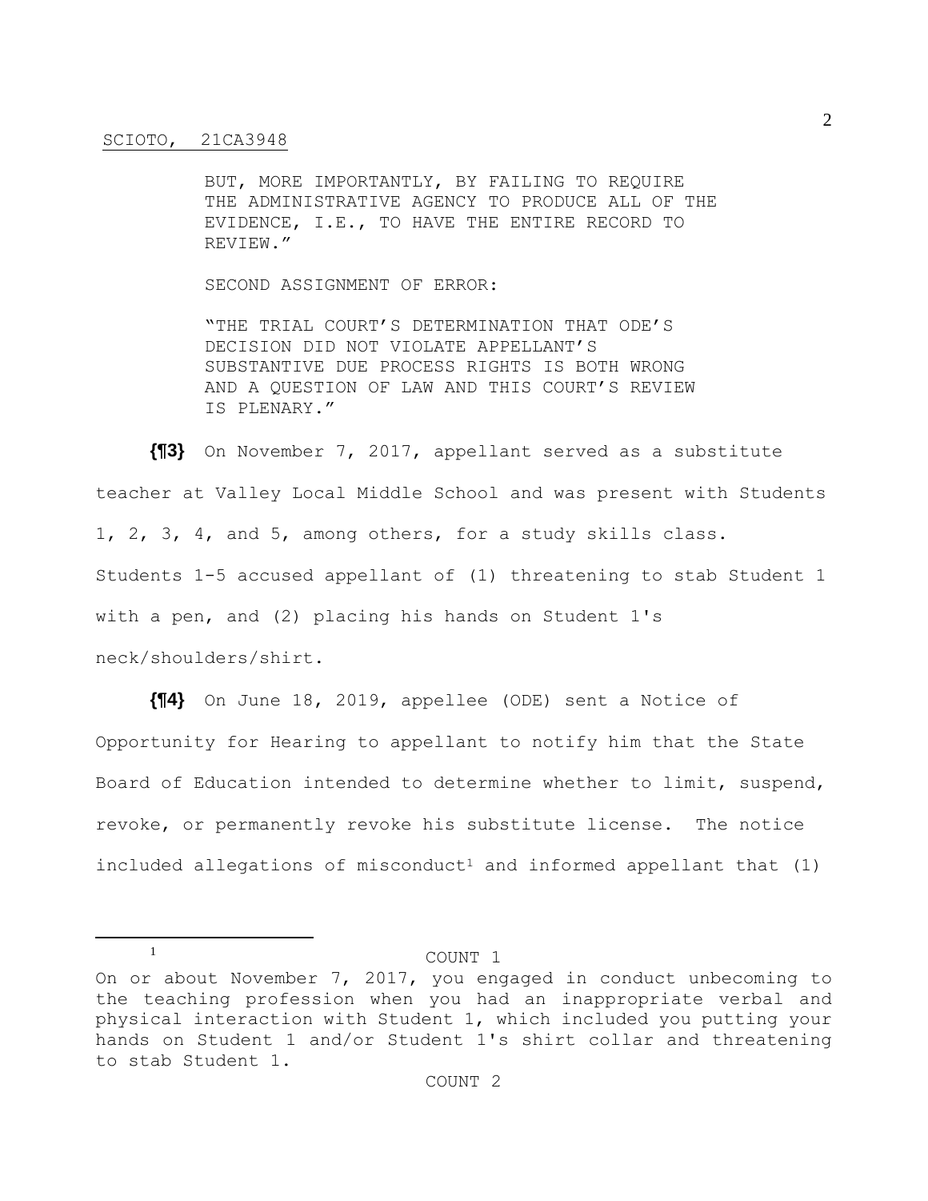BUT, MORE IMPORTANTLY, BY FAILING TO REQUIRE THE ADMINISTRATIVE AGENCY TO PRODUCE ALL OF THE EVIDENCE, I.E., TO HAVE THE ENTIRE RECORD TO REVIEW."

SECOND ASSIGNMENT OF ERROR:

"THE TRIAL COURT'S DETERMINATION THAT ODE'S DECISION DID NOT VIOLATE APPELLANT'S SUBSTANTIVE DUE PROCESS RIGHTS IS BOTH WRONG AND A QUESTION OF LAW AND THIS COURT'S REVIEW IS PLENARY."

**{¶3}** On November 7, 2017, appellant served as a substitute teacher at Valley Local Middle School and was present with Students 1, 2, 3, 4, and 5, among others, for a study skills class. Students 1-5 accused appellant of (1) threatening to stab Student 1 with a pen, and (2) placing his hands on Student 1's neck/shoulders/shirt.

**{¶4}** On June 18, 2019, appellee (ODE) sent a Notice of Opportunity for Hearing to appellant to notify him that the State Board of Education intended to determine whether to limit, suspend, revoke, or permanently revoke his substitute license. The notice included allegations of misconduct[1] and informed appellant that (1)

---

[1] COUNT 1

On or about November 7, 2017, you engaged in conduct unbecoming to the teaching profession when you had an inappropriate verbal and physical interaction with Student 1, which included you putting your hands on Student 1 and/or Student 1's shirt collar and threatening to stab Student 1.

COUNT 2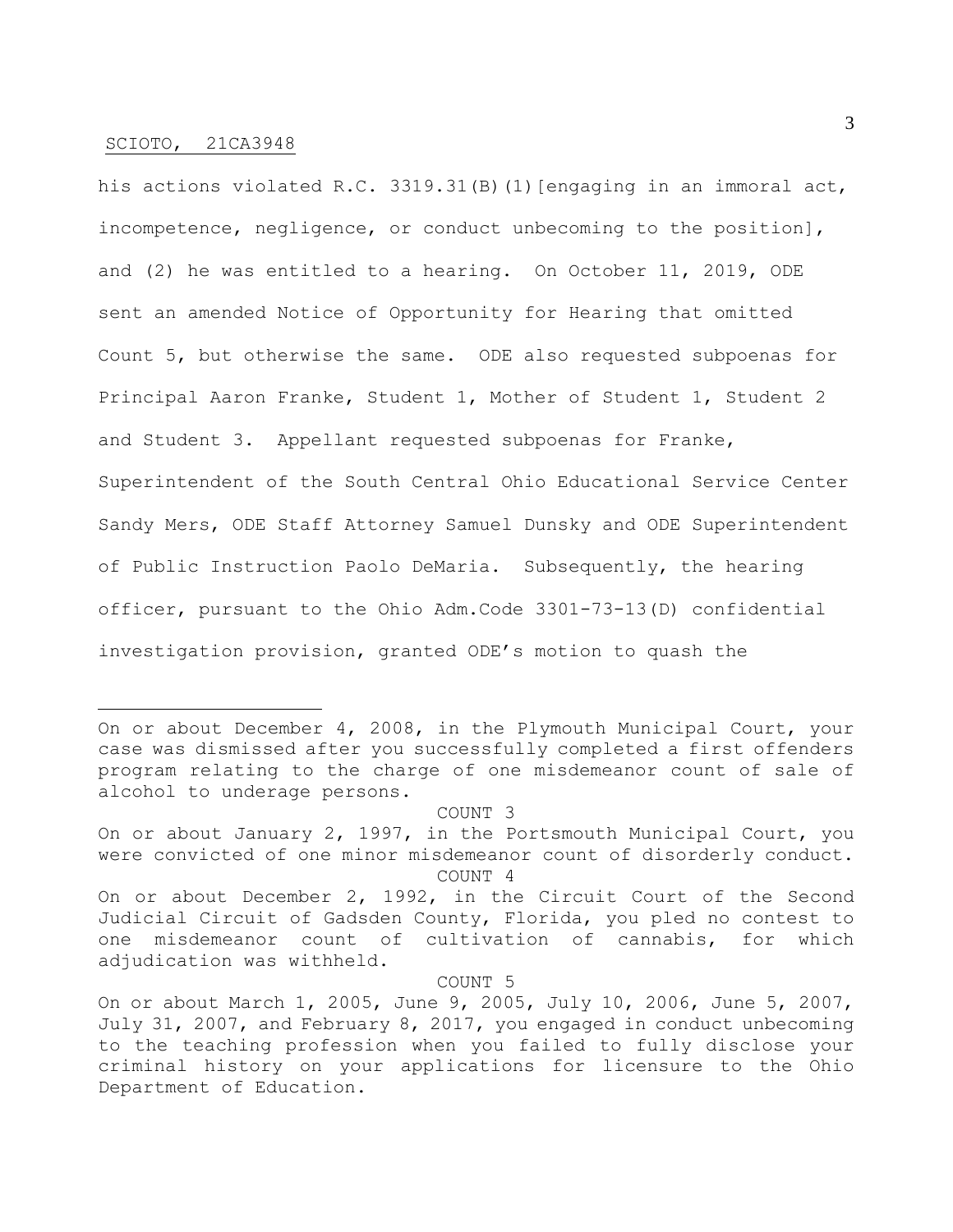his actions violated R.C. 3319.31(B)(1)[engaging in an immoral act, incompetence, negligence, or conduct unbecoming to the position], and (2) he was entitled to a hearing. On October 11, 2019, ODE sent an amended Notice of Opportunity for Hearing that omitted Count 5, but otherwise the same. ODE also requested subpoenas for Principal Aaron Franke, Student 1, Mother of Student 1, Student 2 and Student 3. Appellant requested subpoenas for Franke, Superintendent of the South Central Ohio Educational Service Center Sandy Mers, ODE Staff Attorney Samuel Dunsky and ODE Superintendent of Public Instruction Paolo DeMaria. Subsequently, the hearing officer, pursuant to the Ohio Adm.Code 3301-73-13(D) confidential investigation provision, granted ODE's motion to quash the

---

On or about December 4, 2008, in the Plymouth Municipal Court, your case was dismissed after you successfully completed a first offenders program relating to the charge of one misdemeanor count of sale of alcohol to underage persons.

COUNT 3

On or about January 2, 1997, in the Portsmouth Municipal Court, you were convicted of one minor misdemeanor count of disorderly conduct.

COUNT 4

On or about December 2, 1992, in the Circuit Court of the Second Judicial Circuit of Gadsden County, Florida, you pled no contest to one misdemeanor count of cultivation of cannabis, for which adjudication was withheld.

COUNT 5

On or about March 1, 2005, June 9, 2005, July 10, 2006, June 5, 2007, July 31, 2007, and February 8, 2017, you engaged in conduct unbecoming to the teaching profession when you failed to fully disclose your criminal history on your applications for licensure to the Ohio Department of Education.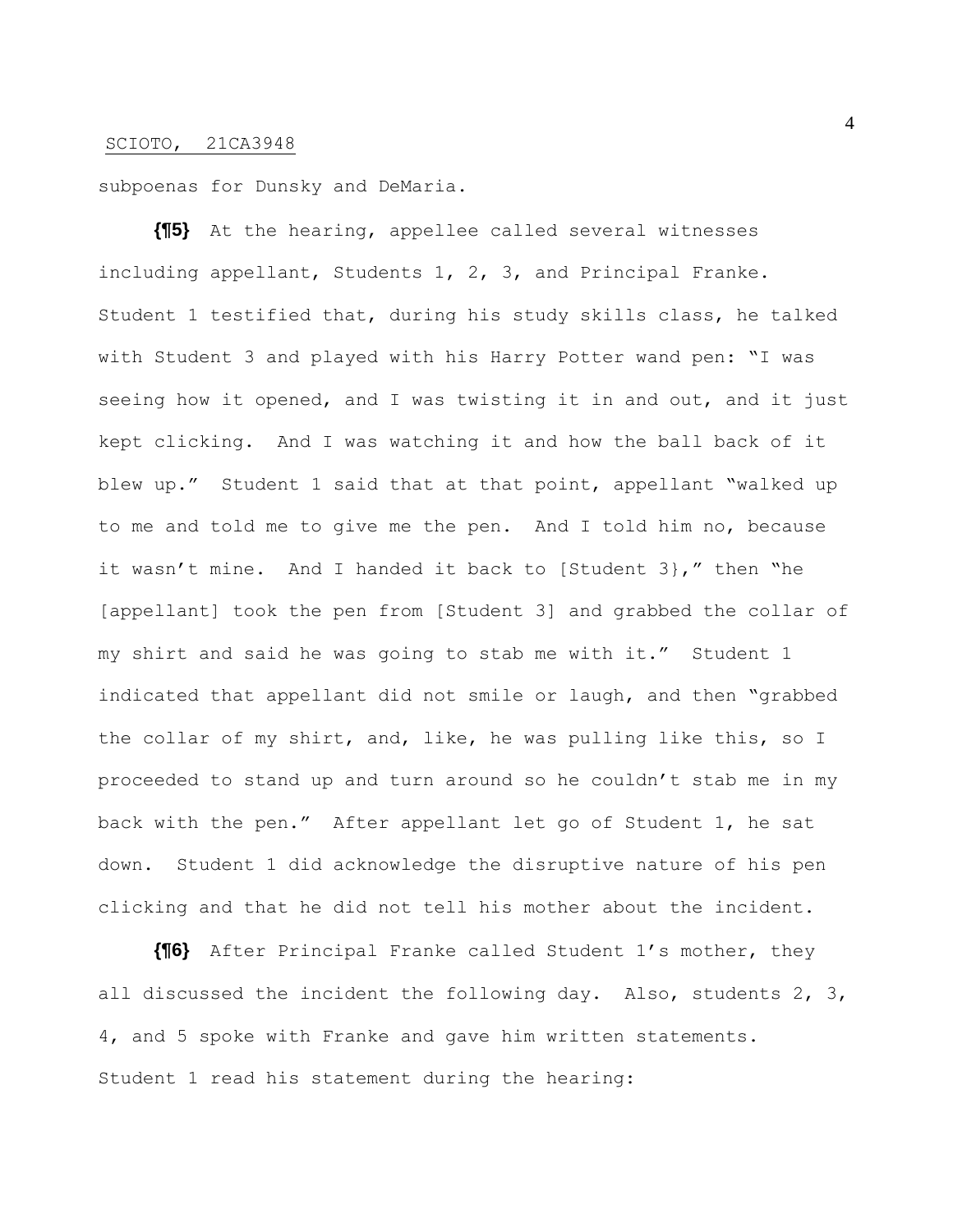subpoenas for Dunsky and DeMaria.

**{¶5}** At the hearing, appellee called several witnesses including appellant, Students 1, 2, 3, and Principal Franke. Student 1 testified that, during his study skills class, he talked with Student 3 and played with his Harry Potter wand pen: "I was seeing how it opened, and I was twisting it in and out, and it just kept clicking. And I was watching it and how the ball back of it blew up." Student 1 said that at that point, appellant "walked up to me and told me to give me the pen. And I told him no, because it wasn't mine. And I handed it back to [Student 3}," then "he [appellant] took the pen from [Student 3] and grabbed the collar of my shirt and said he was going to stab me with it." Student 1 indicated that appellant did not smile or laugh, and then "grabbed the collar of my shirt, and, like, he was pulling like this, so I proceeded to stand up and turn around so he couldn't stab me in my back with the pen." After appellant let go of Student 1, he sat down. Student 1 did acknowledge the disruptive nature of his pen clicking and that he did not tell his mother about the incident.

**{¶6}** After Principal Franke called Student 1's mother, they all discussed the incident the following day. Also, students 2, 3, 4, and 5 spoke with Franke and gave him written statements. Student 1 read his statement during the hearing: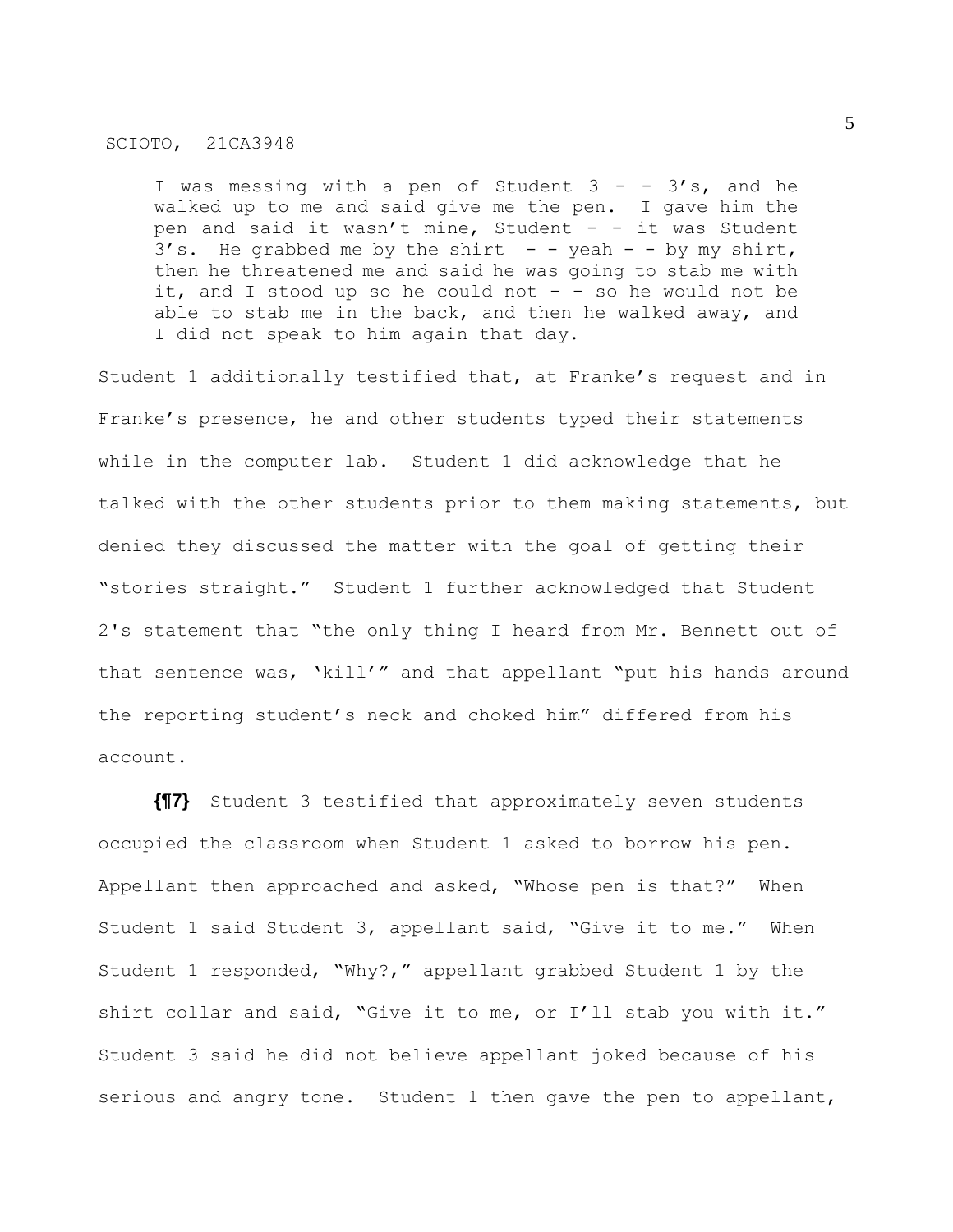> I was messing with a pen of Student 3 - - 3's, and he walked up to me and said give me the pen. I gave him the pen and said it wasn't mine, Student - - it was Student 3's. He grabbed me by the shirt - - yeah - - by my shirt, then he threatened me and said he was going to stab me with it, and I stood up so he could not - - so he would not be able to stab me in the back, and then he walked away, and I did not speak to him again that day.

Student 1 additionally testified that, at Franke's request and in Franke's presence, he and other students typed their statements while in the computer lab. Student 1 did acknowledge that he talked with the other students prior to them making statements, but denied they discussed the matter with the goal of getting their "stories straight." Student 1 further acknowledged that Student 2's statement that "the only thing I heard from Mr. Bennett out of that sentence was, 'kill'" and that appellant "put his hands around the reporting student's neck and choked him" differed from his account.

**{¶7}** Student 3 testified that approximately seven students occupied the classroom when Student 1 asked to borrow his pen. Appellant then approached and asked, "Whose pen is that?" When Student 1 said Student 3, appellant said, "Give it to me." When Student 1 responded, "Why?," appellant grabbed Student 1 by the shirt collar and said, "Give it to me, or I'll stab you with it." Student 3 said he did not believe appellant joked because of his serious and angry tone. Student 1 then gave the pen to appellant,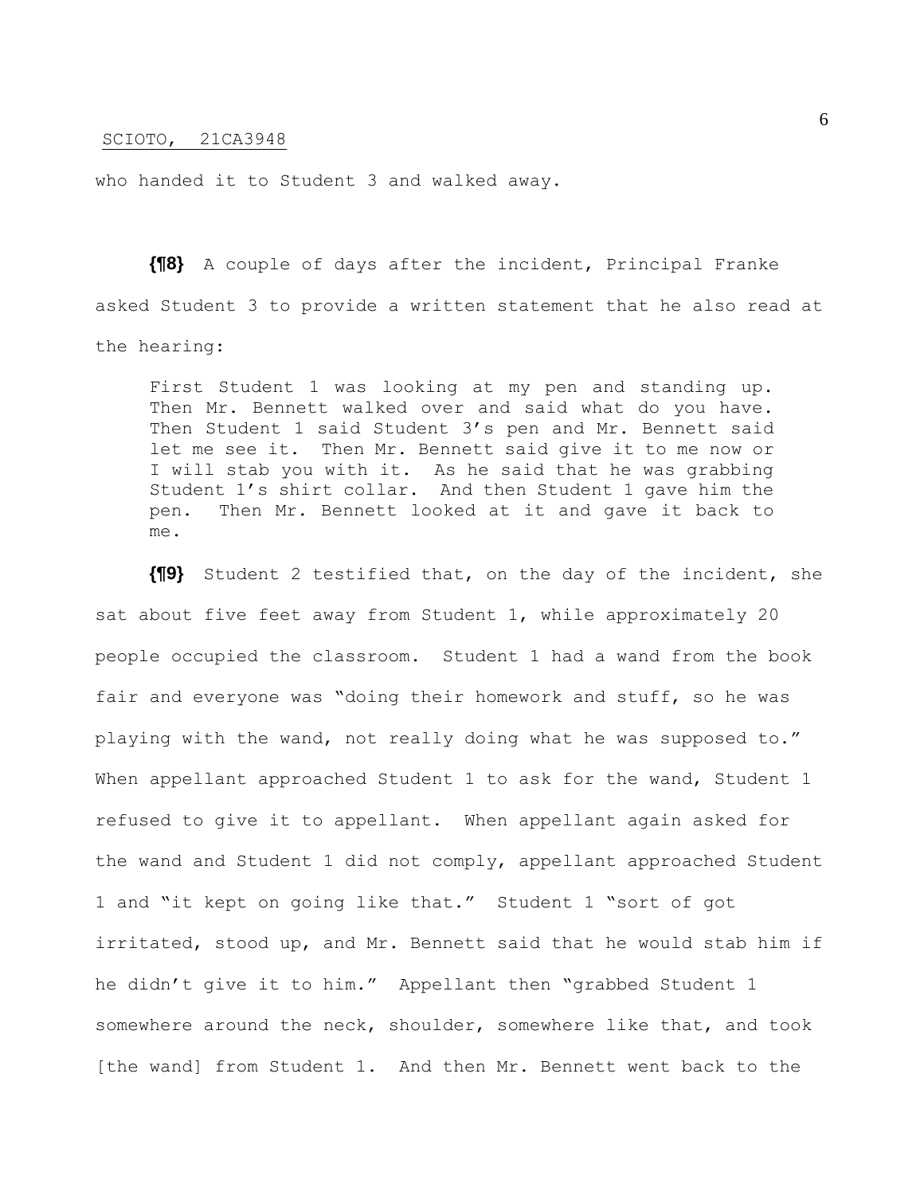who handed it to Student 3 and walked away.

**{¶8}** A couple of days after the incident, Principal Franke asked Student 3 to provide a written statement that he also read at the hearing:

> First Student 1 was looking at my pen and standing up. Then Mr. Bennett walked over and said what do you have. Then Student 1 said Student 3's pen and Mr. Bennett said let me see it. Then Mr. Bennett said give it to me now or I will stab you with it. As he said that he was grabbing Student 1's shirt collar. And then Student 1 gave him the pen. Then Mr. Bennett looked at it and gave it back to me.

**{¶9}** Student 2 testified that, on the day of the incident, she sat about five feet away from Student 1, while approximately 20 people occupied the classroom. Student 1 had a wand from the book fair and everyone was "doing their homework and stuff, so he was playing with the wand, not really doing what he was supposed to." When appellant approached Student 1 to ask for the wand, Student 1 refused to give it to appellant. When appellant again asked for the wand and Student 1 did not comply, appellant approached Student 1 and "it kept on going like that." Student 1 "sort of got irritated, stood up, and Mr. Bennett said that he would stab him if he didn't give it to him." Appellant then "grabbed Student 1 somewhere around the neck, shoulder, somewhere like that, and took [the wand] from Student 1. And then Mr. Bennett went back to the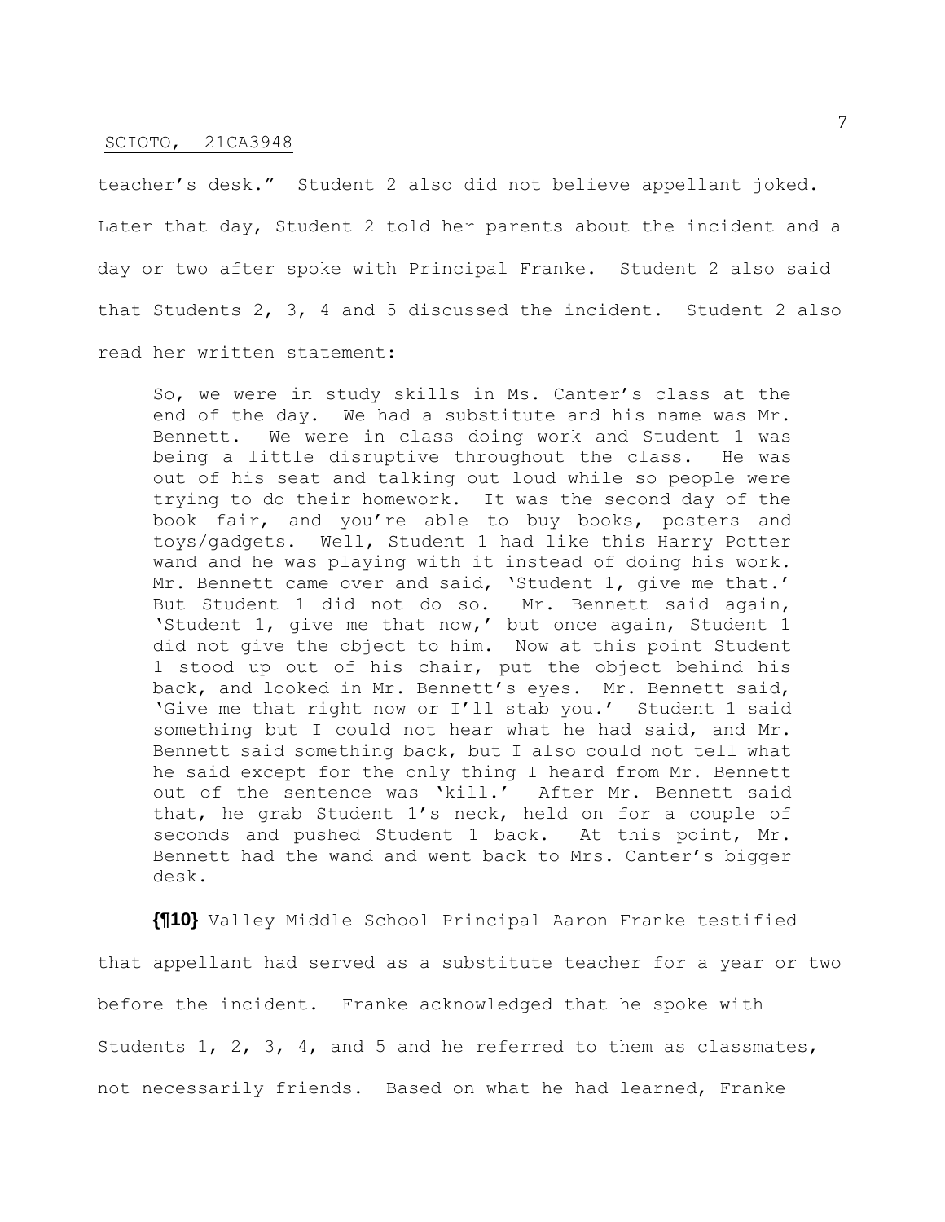teacher's desk." Student 2 also did not believe appellant joked. Later that day, Student 2 told her parents about the incident and a day or two after spoke with Principal Franke. Student 2 also said that Students 2, 3, 4 and 5 discussed the incident. Student 2 also read her written statement:

> So, we were in study skills in Ms. Canter's class at the end of the day. We had a substitute and his name was Mr. Bennett. We were in class doing work and Student 1 was being a little disruptive throughout the class. He was out of his seat and talking out loud while so people were trying to do their homework. It was the second day of the book fair, and you're able to buy books, posters and toys/gadgets. Well, Student 1 had like this Harry Potter wand and he was playing with it instead of doing his work. Mr. Bennett came over and said, 'Student 1, give me that.' But Student 1 did not do so. Mr. Bennett said again, 'Student 1, give me that now,' but once again, Student 1 did not give the object to him. Now at this point Student 1 stood up out of his chair, put the object behind his back, and looked in Mr. Bennett's eyes. Mr. Bennett said, 'Give me that right now or I'll stab you.' Student 1 said something but I could not hear what he had said, and Mr. Bennett said something back, but I also could not tell what he said except for the only thing I heard from Mr. Bennett out of the sentence was 'kill.' After Mr. Bennett said that, he grab Student 1's neck, held on for a couple of seconds and pushed Student 1 back. At this point, Mr. Bennett had the wand and went back to Mrs. Canter's bigger desk.

**{¶10}** Valley Middle School Principal Aaron Franke testified that appellant had served as a substitute teacher for a year or two before the incident. Franke acknowledged that he spoke with Students 1, 2, 3, 4, and 5 and he referred to them as classmates, not necessarily friends. Based on what he had learned, Franke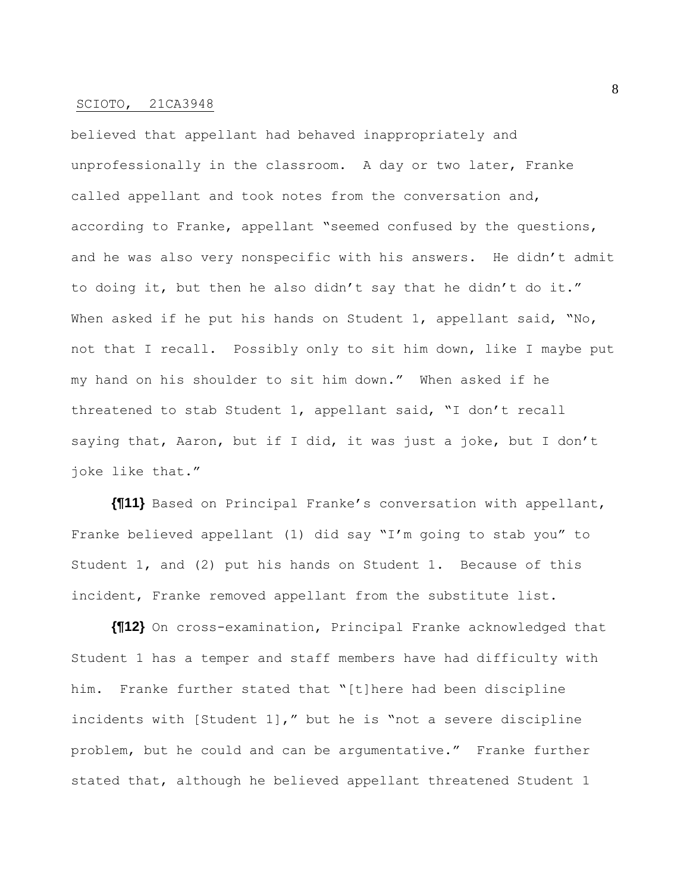believed that appellant had behaved inappropriately and unprofessionally in the classroom. A day or two later, Franke called appellant and took notes from the conversation and, according to Franke, appellant "seemed confused by the questions, and he was also very nonspecific with his answers. He didn't admit to doing it, but then he also didn't say that he didn't do it." When asked if he put his hands on Student 1, appellant said, "No, not that I recall. Possibly only to sit him down, like I maybe put my hand on his shoulder to sit him down." When asked if he threatened to stab Student 1, appellant said, "I don't recall saying that, Aaron, but if I did, it was just a joke, but I don't joke like that."

**{¶11}** Based on Principal Franke's conversation with appellant, Franke believed appellant (1) did say "I'm going to stab you" to Student 1, and (2) put his hands on Student 1. Because of this incident, Franke removed appellant from the substitute list.

**{¶12}** On cross-examination, Principal Franke acknowledged that Student 1 has a temper and staff members have had difficulty with him. Franke further stated that "[t]here had been discipline incidents with [Student 1]," but he is "not a severe discipline problem, but he could and can be argumentative." Franke further stated that, although he believed appellant threatened Student 1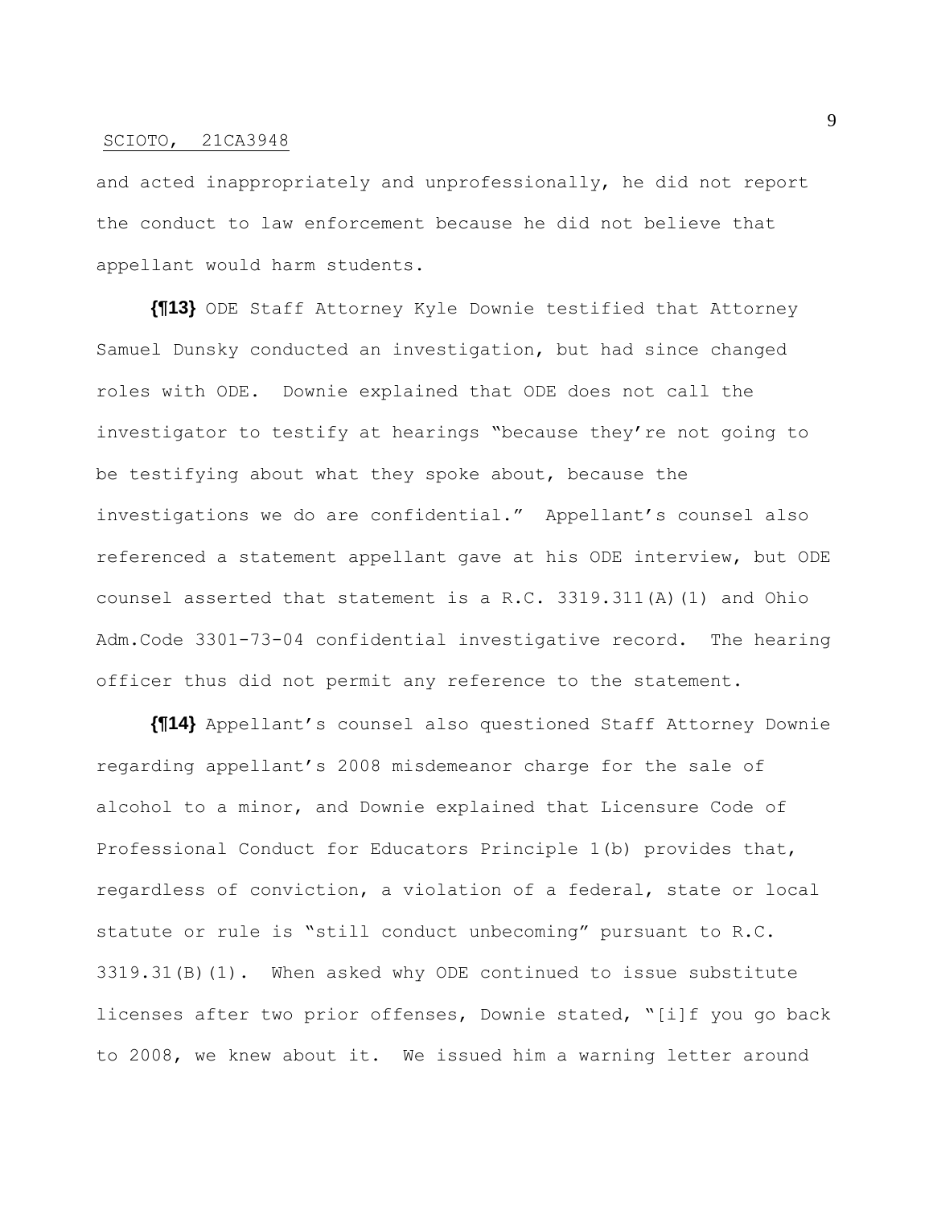and acted inappropriately and unprofessionally, he did not report the conduct to law enforcement because he did not believe that appellant would harm students.

**{¶13}** ODE Staff Attorney Kyle Downie testified that Attorney Samuel Dunsky conducted an investigation, but had since changed roles with ODE. Downie explained that ODE does not call the investigator to testify at hearings "because they're not going to be testifying about what they spoke about, because the investigations we do are confidential." Appellant's counsel also referenced a statement appellant gave at his ODE interview, but ODE counsel asserted that statement is a R.C. 3319.311(A)(1) and Ohio Adm.Code 3301-73-04 confidential investigative record. The hearing officer thus did not permit any reference to the statement.

**{¶14}** Appellant's counsel also questioned Staff Attorney Downie regarding appellant's 2008 misdemeanor charge for the sale of alcohol to a minor, and Downie explained that Licensure Code of Professional Conduct for Educators Principle 1(b) provides that, regardless of conviction, a violation of a federal, state or local statute or rule is "still conduct unbecoming" pursuant to R.C. 3319.31(B)(1). When asked why ODE continued to issue substitute licenses after two prior offenses, Downie stated, "[i]f you go back to 2008, we knew about it. We issued him a warning letter around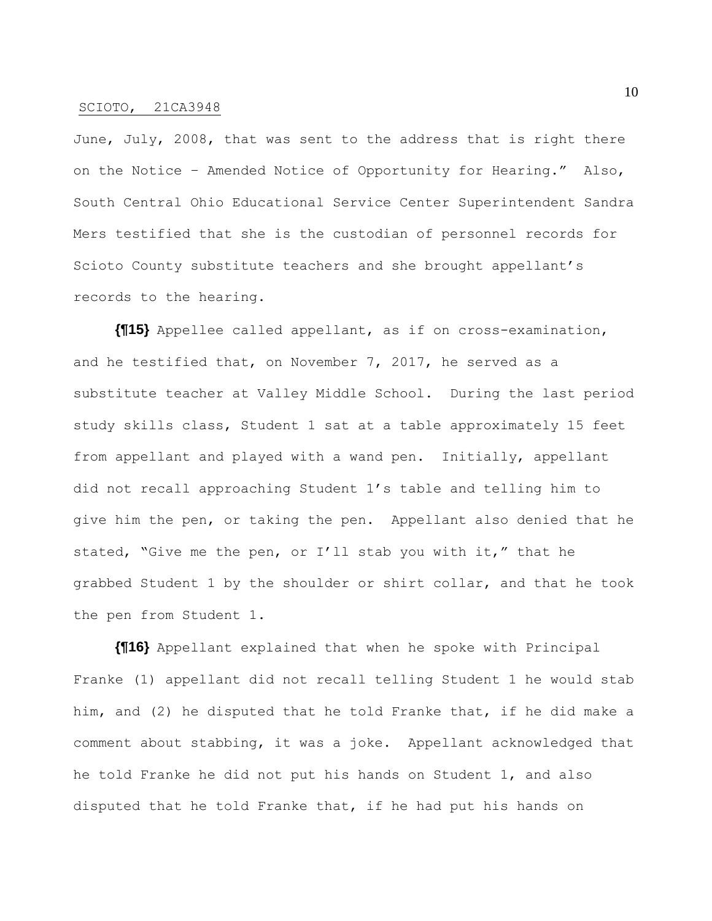June, July, 2008, that was sent to the address that is right there on the Notice – Amended Notice of Opportunity for Hearing." Also, South Central Ohio Educational Service Center Superintendent Sandra Mers testified that she is the custodian of personnel records for Scioto County substitute teachers and she brought appellant's records to the hearing.

**{¶15}** Appellee called appellant, as if on cross-examination, and he testified that, on November 7, 2017, he served as a substitute teacher at Valley Middle School. During the last period study skills class, Student 1 sat at a table approximately 15 feet from appellant and played with a wand pen. Initially, appellant did not recall approaching Student 1's table and telling him to give him the pen, or taking the pen. Appellant also denied that he stated, "Give me the pen, or I'll stab you with it," that he grabbed Student 1 by the shoulder or shirt collar, and that he took the pen from Student 1.

**{¶16}** Appellant explained that when he spoke with Principal Franke (1) appellant did not recall telling Student 1 he would stab him, and (2) he disputed that he told Franke that, if he did make a comment about stabbing, it was a joke. Appellant acknowledged that he told Franke he did not put his hands on Student 1, and also disputed that he told Franke that, if he had put his hands on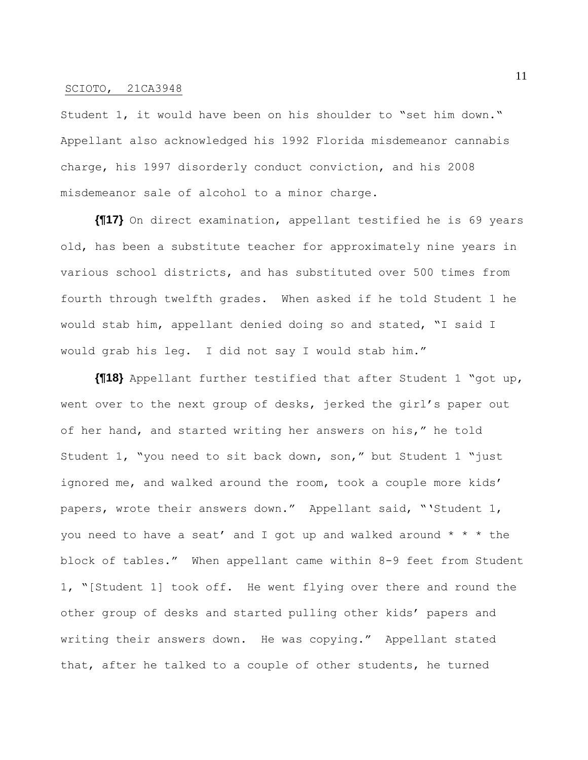Student 1, it would have been on his shoulder to "set him down." Appellant also acknowledged his 1992 Florida misdemeanor cannabis charge, his 1997 disorderly conduct conviction, and his 2008 misdemeanor sale of alcohol to a minor charge.

**{¶17}** On direct examination, appellant testified he is 69 years old, has been a substitute teacher for approximately nine years in various school districts, and has substituted over 500 times from fourth through twelfth grades. When asked if he told Student 1 he would stab him, appellant denied doing so and stated, "I said I would grab his leg. I did not say I would stab him."

**{¶18}** Appellant further testified that after Student 1 "got up, went over to the next group of desks, jerked the girl's paper out of her hand, and started writing her answers on his," he told Student 1, "you need to sit back down, son," but Student 1 "just ignored me, and walked around the room, took a couple more kids' papers, wrote their answers down." Appellant said, "'Student 1, you need to have a seat' and I got up and walked around * * * the block of tables." When appellant came within 8-9 feet from Student 1, "[Student 1] took off. He went flying over there and round the other group of desks and started pulling other kids' papers and writing their answers down. He was copying." Appellant stated that, after he talked to a couple of other students, he turned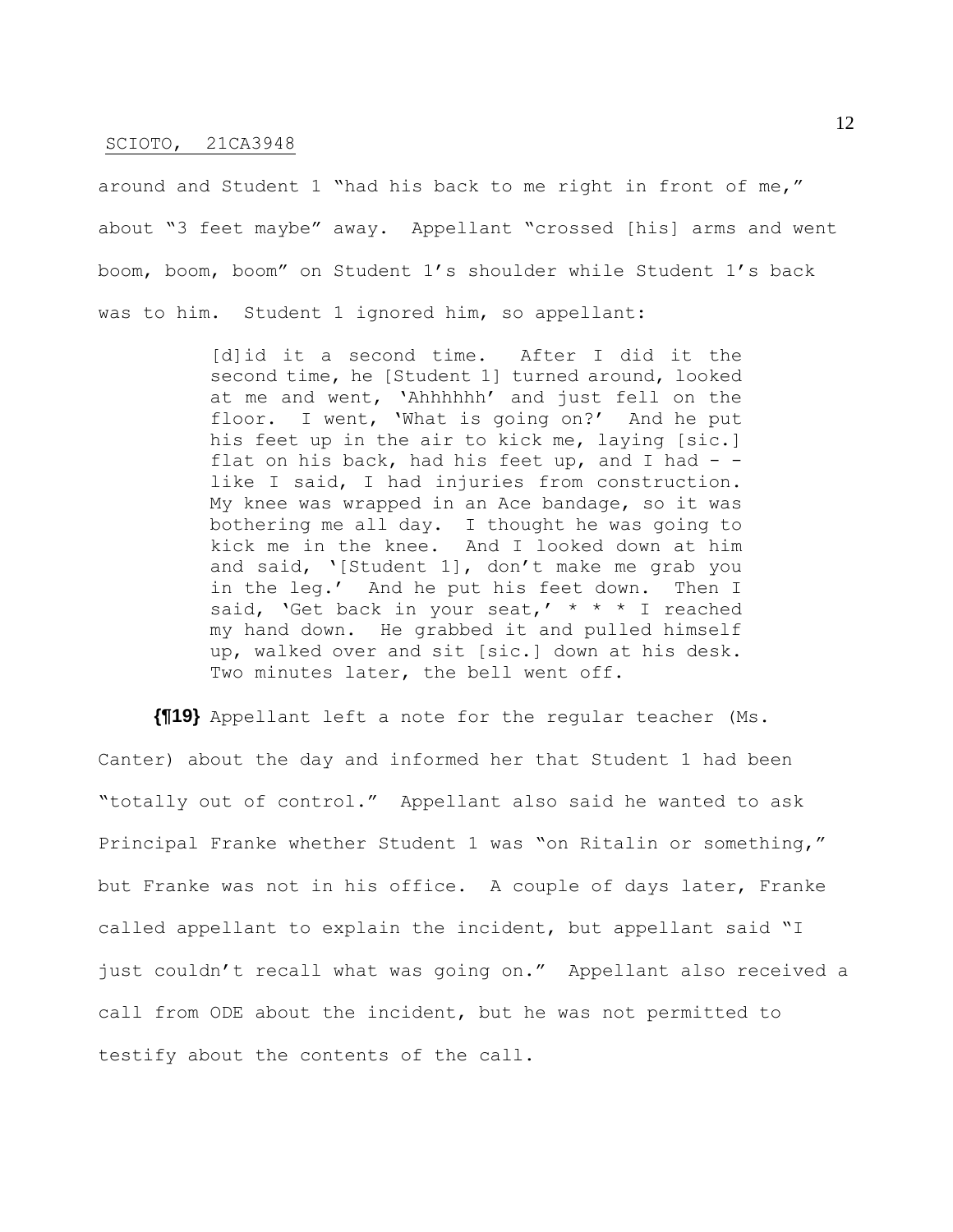around and Student 1 "had his back to me right in front of me," about "3 feet maybe" away. Appellant "crossed [his] arms and went boom, boom, boom" on Student 1's shoulder while Student 1's back was to him. Student 1 ignored him, so appellant:

> [d]id it a second time. After I did it the second time, he [Student 1] turned around, looked at me and went, 'Ahhhhhh' and just fell on the floor. I went, 'What is going on?' And he put his feet up in the air to kick me, laying [sic.] flat on his back, had his feet up, and I had - - like I said, I had injuries from construction. My knee was wrapped in an Ace bandage, so it was bothering me all day. I thought he was going to kick me in the knee. And I looked down at him and said, '[Student 1], don't make me grab you in the leg.' And he put his feet down. Then I said, 'Get back in your seat,' * * * I reached my hand down. He grabbed it and pulled himself up, walked over and sit [sic.] down at his desk. Two minutes later, the bell went off.

**{¶19}** Appellant left a note for the regular teacher (Ms. Canter) about the day and informed her that Student 1 had been "totally out of control." Appellant also said he wanted to ask Principal Franke whether Student 1 was "on Ritalin or something," but Franke was not in his office. A couple of days later, Franke called appellant to explain the incident, but appellant said "I just couldn't recall what was going on." Appellant also received a call from ODE about the incident, but he was not permitted to testify about the contents of the call.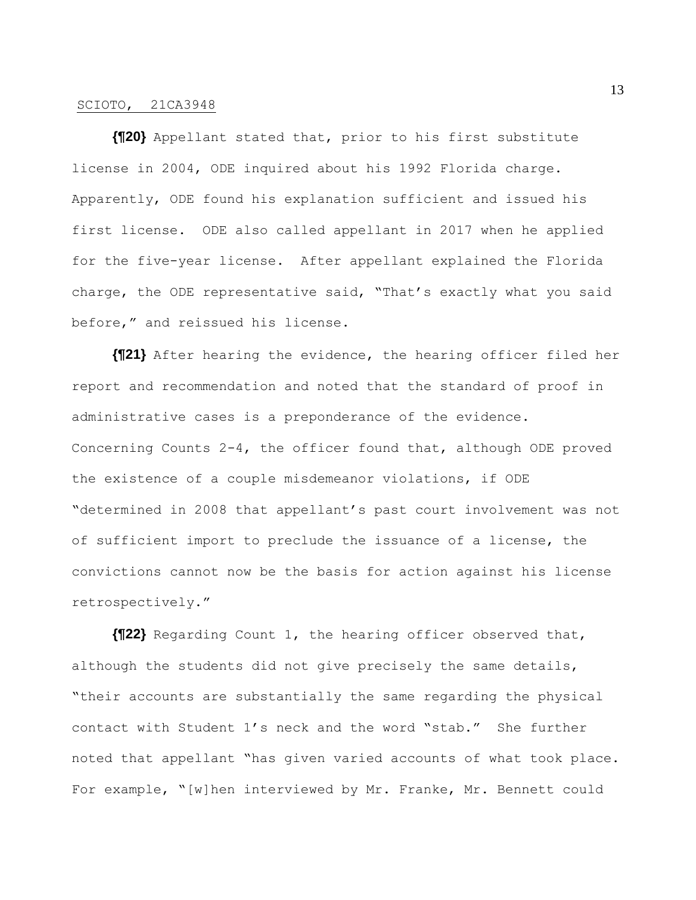**{¶20}** Appellant stated that, prior to his first substitute license in 2004, ODE inquired about his 1992 Florida charge. Apparently, ODE found his explanation sufficient and issued his first license. ODE also called appellant in 2017 when he applied for the five-year license. After appellant explained the Florida charge, the ODE representative said, "That's exactly what you said before," and reissued his license.

**{¶21}** After hearing the evidence, the hearing officer filed her report and recommendation and noted that the standard of proof in administrative cases is a preponderance of the evidence. Concerning Counts 2-4, the officer found that, although ODE proved the existence of a couple misdemeanor violations, if ODE "determined in 2008 that appellant's past court involvement was not of sufficient import to preclude the issuance of a license, the convictions cannot now be the basis for action against his license retrospectively."

**{¶22}** Regarding Count 1, the hearing officer observed that, although the students did not give precisely the same details, "their accounts are substantially the same regarding the physical contact with Student 1's neck and the word "stab." She further noted that appellant "has given varied accounts of what took place. For example, "[w]hen interviewed by Mr. Franke, Mr. Bennett could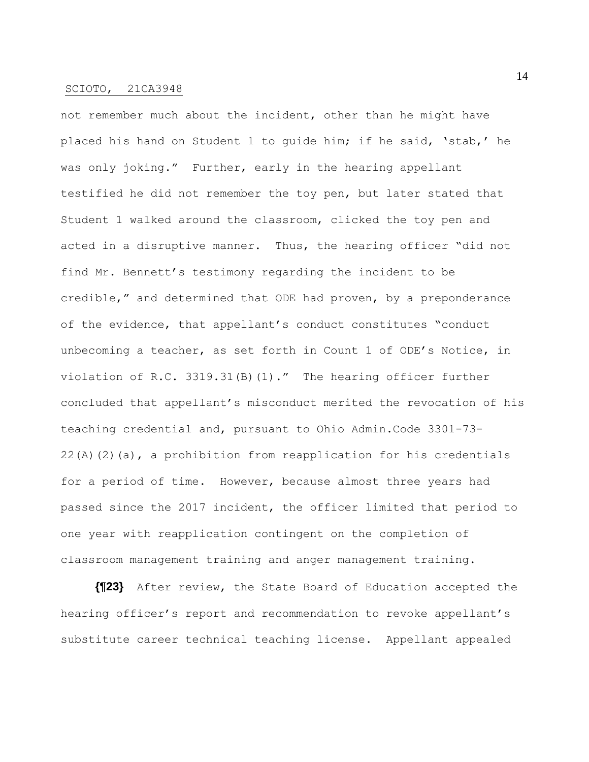not remember much about the incident, other than he might have placed his hand on Student 1 to guide him; if he said, 'stab,' he was only joking." Further, early in the hearing appellant testified he did not remember the toy pen, but later stated that Student 1 walked around the classroom, clicked the toy pen and acted in a disruptive manner. Thus, the hearing officer "did not find Mr. Bennett's testimony regarding the incident to be credible," and determined that ODE had proven, by a preponderance of the evidence, that appellant's conduct constitutes "conduct unbecoming a teacher, as set forth in Count 1 of ODE's Notice, in violation of R.C. 3319.31(B)(1)." The hearing officer further concluded that appellant's misconduct merited the revocation of his teaching credential and, pursuant to Ohio Admin.Code 3301-73-22(A)(2)(a), a prohibition from reapplication for his credentials for a period of time. However, because almost three years had passed since the 2017 incident, the officer limited that period to one year with reapplication contingent on the completion of classroom management training and anger management training.

**{¶23}** After review, the State Board of Education accepted the hearing officer's report and recommendation to revoke appellant's substitute career technical teaching license. Appellant appealed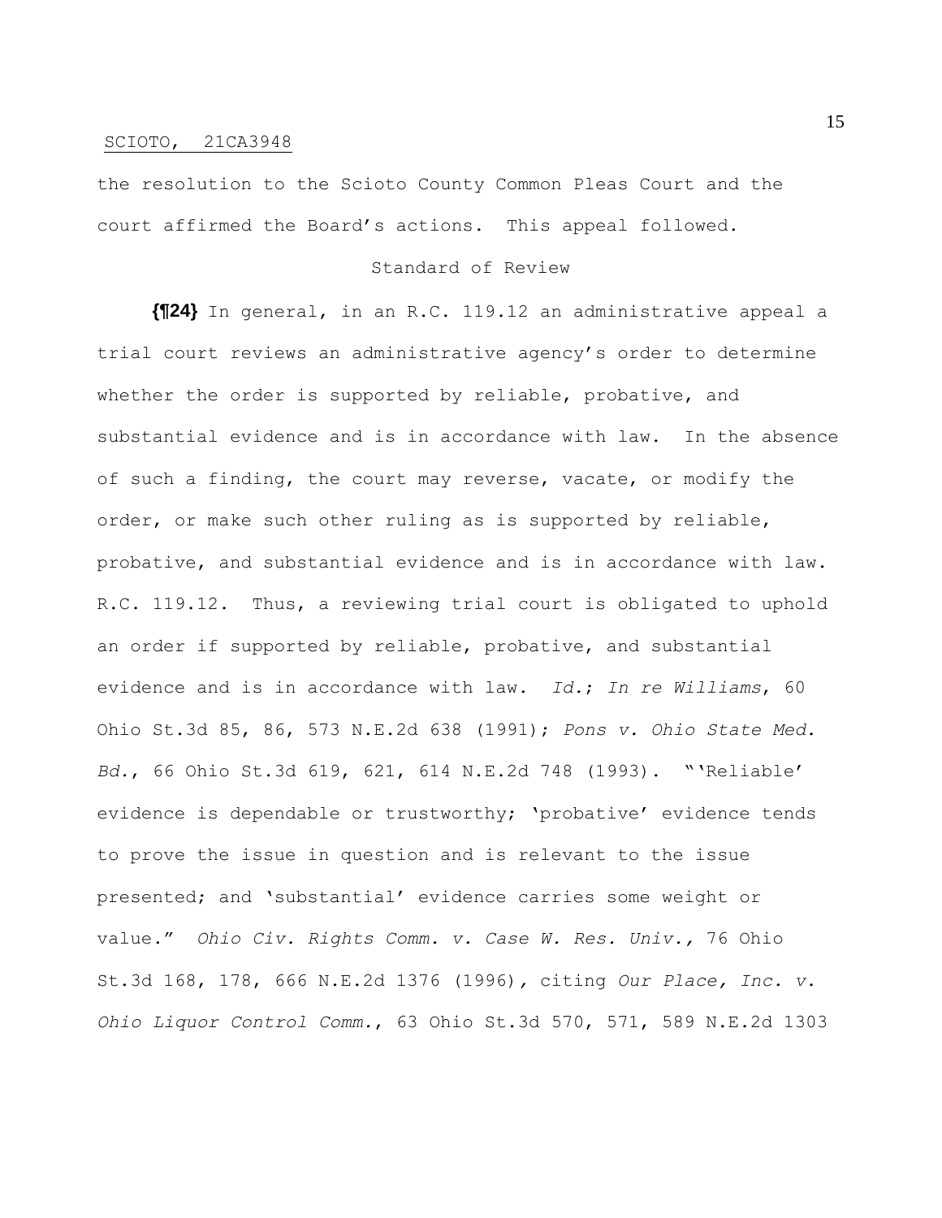the resolution to the Scioto County Common Pleas Court and the court affirmed the Board's actions. This appeal followed.

## Standard of Review

**{¶24}** In general, in an R.C. 119.12 an administrative appeal a trial court reviews an administrative agency's order to determine whether the order is supported by reliable, probative, and substantial evidence and is in accordance with law. In the absence of such a finding, the court may reverse, vacate, or modify the order, or make such other ruling as is supported by reliable, probative, and substantial evidence and is in accordance with law. R.C. 119.12. Thus, a reviewing trial court is obligated to uphold an order if supported by reliable, probative, and substantial evidence and is in accordance with law. *Id.*; *In re Williams*, 60 Ohio St.3d 85, 86, 573 N.E.2d 638 (1991); *Pons v. Ohio State Med. Bd.*, 66 Ohio St.3d 619, 621, 614 N.E.2d 748 (1993). "'Reliable' evidence is dependable or trustworthy; 'probative' evidence tends to prove the issue in question and is relevant to the issue presented; and 'substantial' evidence carries some weight or value." *Ohio Civ. Rights Comm. v. Case W. Res. Univ.,* 76 Ohio St.3d 168, 178, 666 N.E.2d 1376 (1996), citing *Our Place, Inc. v. Ohio Liquor Control Comm.*, 63 Ohio St.3d 570, 571, 589 N.E.2d 1303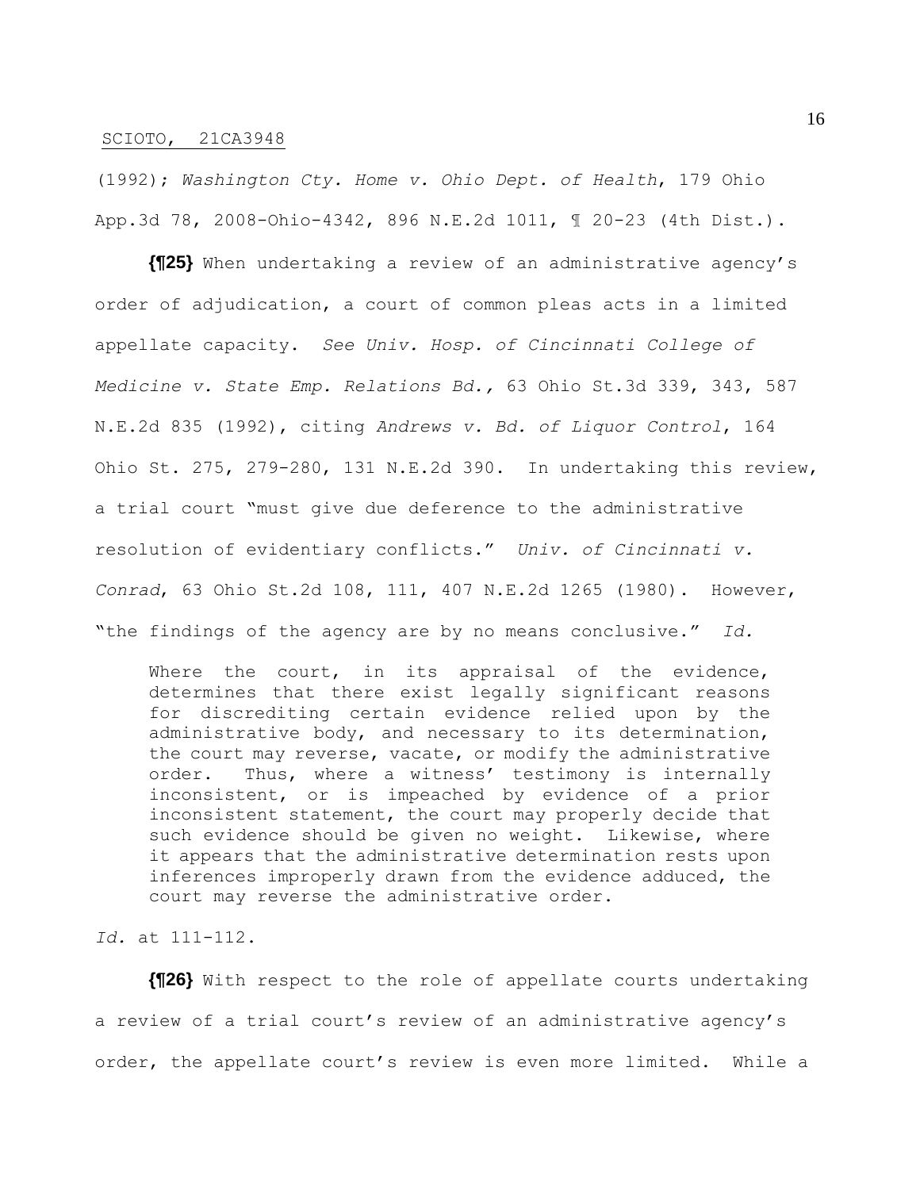(1992); *Washington Cty. Home v. Ohio Dept. of Health*, 179 Ohio App.3d 78, 2008-Ohio-4342, 896 N.E.2d 1011, ¶ 20-23 (4th Dist.).

**{¶25}** When undertaking a review of an administrative agency's order of adjudication, a court of common pleas acts in a limited appellate capacity. *See Univ. Hosp. of Cincinnati College of Medicine v. State Emp. Relations Bd.,* 63 Ohio St.3d 339, 343, 587 N.E.2d 835 (1992), citing *Andrews v. Bd. of Liquor Control*, 164 Ohio St. 275, 279-280, 131 N.E.2d 390. In undertaking this review, a trial court "must give due deference to the administrative resolution of evidentiary conflicts." *Univ. of Cincinnati v. Conrad*, 63 Ohio St.2d 108, 111, 407 N.E.2d 1265 (1980). However, "the findings of the agency are by no means conclusive." *Id.*

> Where the court, in its appraisal of the evidence, determines that there exist legally significant reasons for discrediting certain evidence relied upon by the administrative body, and necessary to its determination, the court may reverse, vacate, or modify the administrative order. Thus, where a witness' testimony is internally inconsistent, or is impeached by evidence of a prior inconsistent statement, the court may properly decide that such evidence should be given no weight. Likewise, where it appears that the administrative determination rests upon inferences improperly drawn from the evidence adduced, the court may reverse the administrative order.

*Id.* at 111-112.

**{¶26}** With respect to the role of appellate courts undertaking a review of a trial court's review of an administrative agency's order, the appellate court's review is even more limited. While a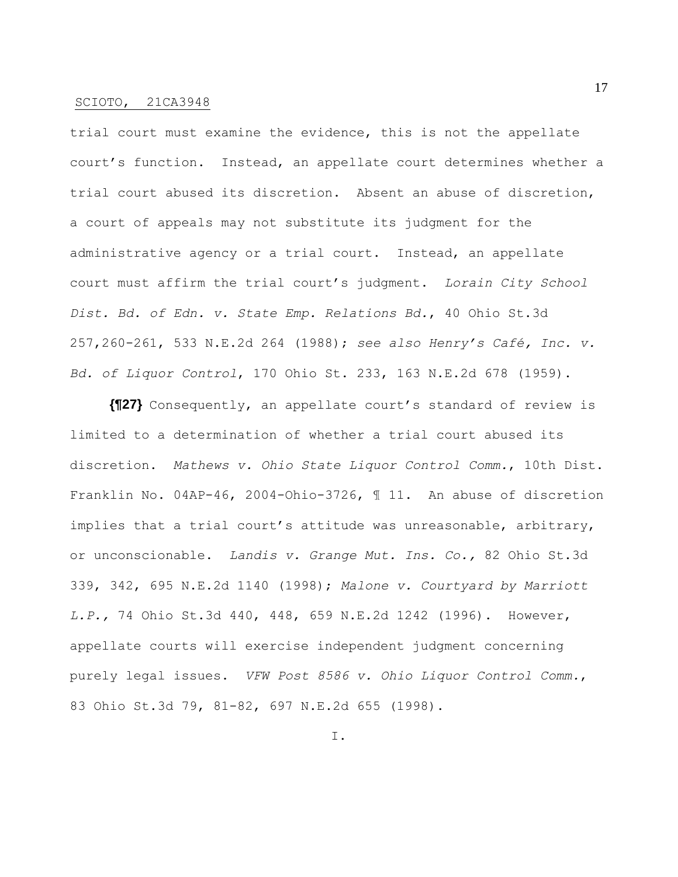trial court must examine the evidence, this is not the appellate court's function. Instead, an appellate court determines whether a trial court abused its discretion. Absent an abuse of discretion, a court of appeals may not substitute its judgment for the administrative agency or a trial court. Instead, an appellate court must affirm the trial court's judgment. *Lorain City School Dist. Bd. of Edn. v. State Emp. Relations Bd.*, 40 Ohio St.3d 257,260-261, 533 N.E.2d 264 (1988); *see also Henry's Café, Inc. v. Bd. of Liquor Control*, 170 Ohio St. 233, 163 N.E.2d 678 (1959).

**{¶27}** Consequently, an appellate court's standard of review is limited to a determination of whether a trial court abused its discretion. *Mathews v. Ohio State Liquor Control Comm.*, 10th Dist. Franklin No. 04AP-46, 2004-Ohio-3726, ¶ 11. An abuse of discretion implies that a trial court's attitude was unreasonable, arbitrary, or unconscionable. *Landis v. Grange Mut. Ins. Co.,* 82 Ohio St.3d 339, 342, 695 N.E.2d 1140 (1998); *Malone v. Courtyard by Marriott L.P.,* 74 Ohio St.3d 440, 448, 659 N.E.2d 1242 (1996). However, appellate courts will exercise independent judgment concerning purely legal issues. *VFW Post 8586 v. Ohio Liquor Control Comm.*, 83 Ohio St.3d 79, 81-82, 697 N.E.2d 655 (1998).

I.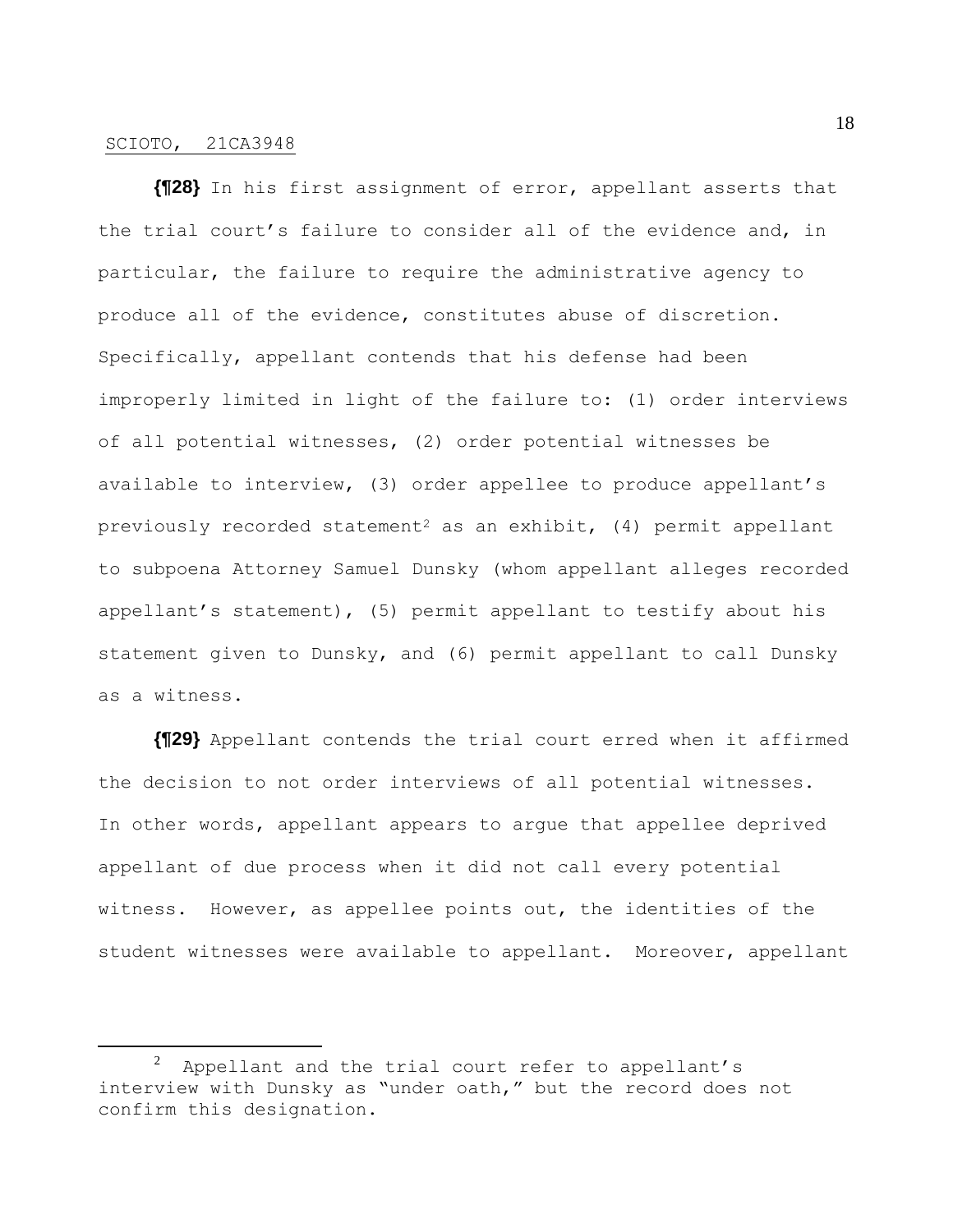**{¶28}** In his first assignment of error, appellant asserts that the trial court's failure to consider all of the evidence and, in particular, the failure to require the administrative agency to produce all of the evidence, constitutes abuse of discretion. Specifically, appellant contends that his defense had been improperly limited in light of the failure to: (1) order interviews of all potential witnesses, (2) order potential witnesses be available to interview, (3) order appellee to produce appellant's previously recorded statement[2] as an exhibit, (4) permit appellant to subpoena Attorney Samuel Dunsky (whom appellant alleges recorded appellant's statement), (5) permit appellant to testify about his statement given to Dunsky, and (6) permit appellant to call Dunsky as a witness.

**{¶29}** Appellant contends the trial court erred when it affirmed the decision to not order interviews of all potential witnesses. In other words, appellant appears to argue that appellee deprived appellant of due process when it did not call every potential witness. However, as appellee points out, the identities of the student witnesses were available to appellant. Moreover, appellant

---

[2] Appellant and the trial court refer to appellant's interview with Dunsky as "under oath," but the record does not confirm this designation.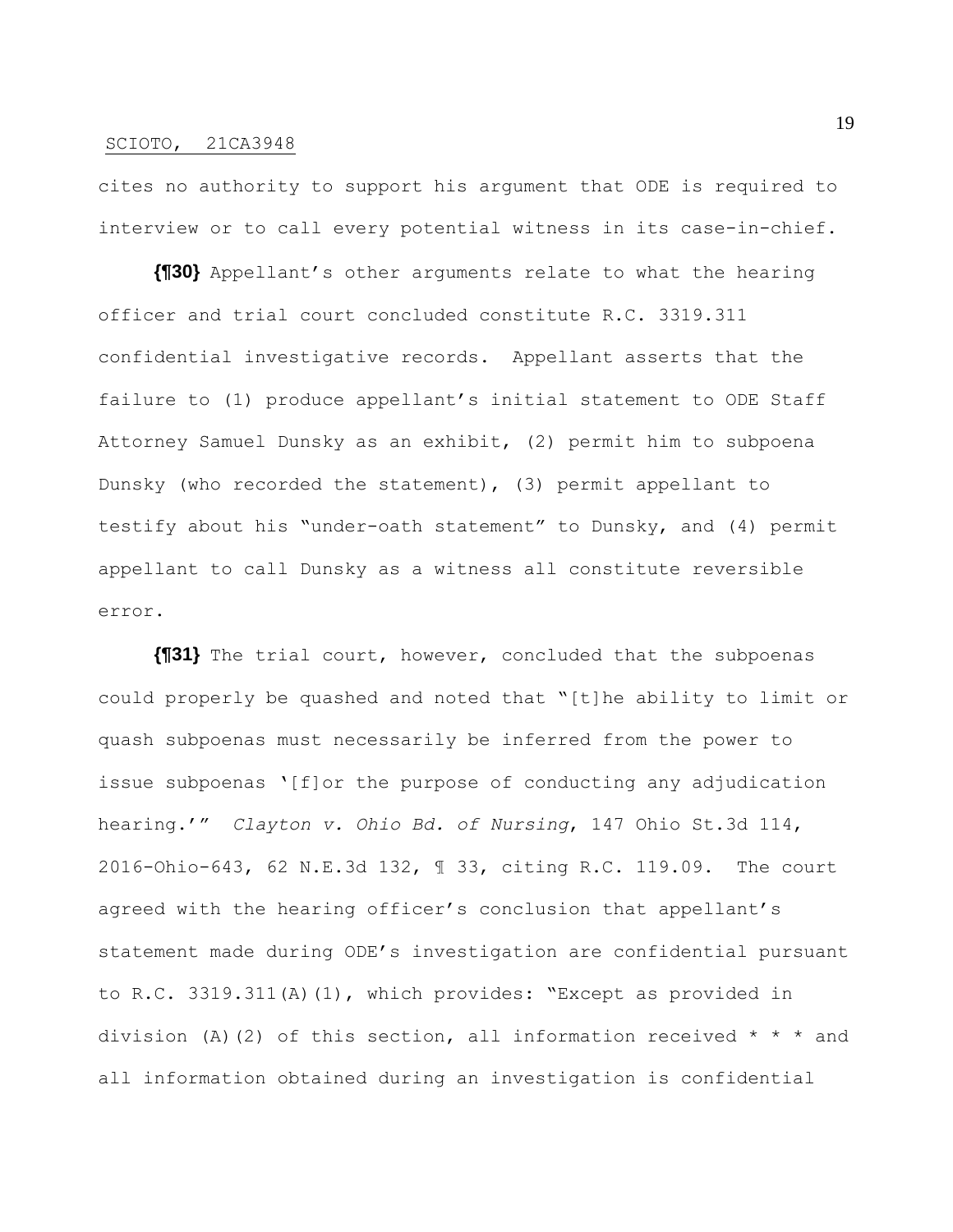cites no authority to support his argument that ODE is required to interview or to call every potential witness in its case-in-chief.

**{¶30}** Appellant's other arguments relate to what the hearing officer and trial court concluded constitute R.C. 3319.311 confidential investigative records. Appellant asserts that the failure to (1) produce appellant's initial statement to ODE Staff Attorney Samuel Dunsky as an exhibit, (2) permit him to subpoena Dunsky (who recorded the statement), (3) permit appellant to testify about his "under-oath statement" to Dunsky, and (4) permit appellant to call Dunsky as a witness all constitute reversible error.

**{¶31}** The trial court, however, concluded that the subpoenas could properly be quashed and noted that "[t]he ability to limit or quash subpoenas must necessarily be inferred from the power to issue subpoenas '[f]or the purpose of conducting any adjudication hearing.'" *Clayton v. Ohio Bd. of Nursing*, 147 Ohio St.3d 114, 2016-Ohio-643, 62 N.E.3d 132, ¶ 33, citing R.C. 119.09. The court agreed with the hearing officer's conclusion that appellant's statement made during ODE's investigation are confidential pursuant to R.C. 3319.311(A)(1), which provides: "Except as provided in division (A)(2) of this section, all information received * * * and all information obtained during an investigation is confidential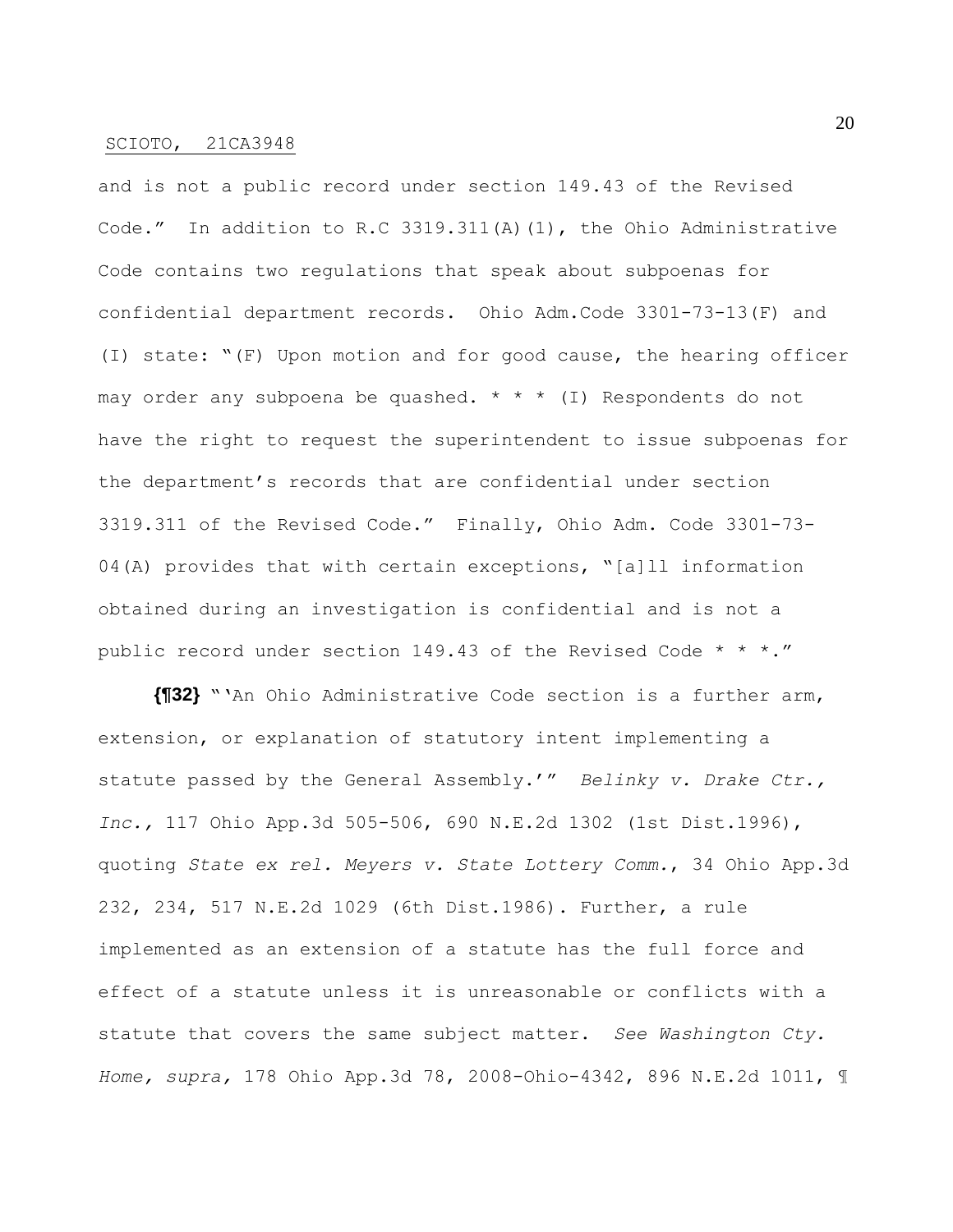and is not a public record under section 149.43 of the Revised Code." In addition to R.C 3319.311(A)(1), the Ohio Administrative Code contains two regulations that speak about subpoenas for confidential department records. Ohio Adm.Code 3301-73-13(F) and (I) state: "(F) Upon motion and for good cause, the hearing officer may order any subpoena be quashed. * * * (I) Respondents do not have the right to request the superintendent to issue subpoenas for the department's records that are confidential under section 3319.311 of the Revised Code." Finally, Ohio Adm. Code 3301-73-04(A) provides that with certain exceptions, "[a]ll information obtained during an investigation is confidential and is not a public record under section 149.43 of the Revised Code * * *."

**{¶32}** "'An Ohio Administrative Code section is a further arm, extension, or explanation of statutory intent implementing a statute passed by the General Assembly.'" *Belinky v. Drake Ctr., Inc.,* 117 Ohio App.3d 505-506, 690 N.E.2d 1302 (1st Dist.1996), quoting *State ex rel. Meyers v. State Lottery Comm.*, 34 Ohio App.3d 232, 234, 517 N.E.2d 1029 (6th Dist.1986). Further, a rule implemented as an extension of a statute has the full force and effect of a statute unless it is unreasonable or conflicts with a statute that covers the same subject matter. *See Washington Cty. Home, supra,* 178 Ohio App.3d 78, 2008-Ohio-4342, 896 N.E.2d 1011, ¶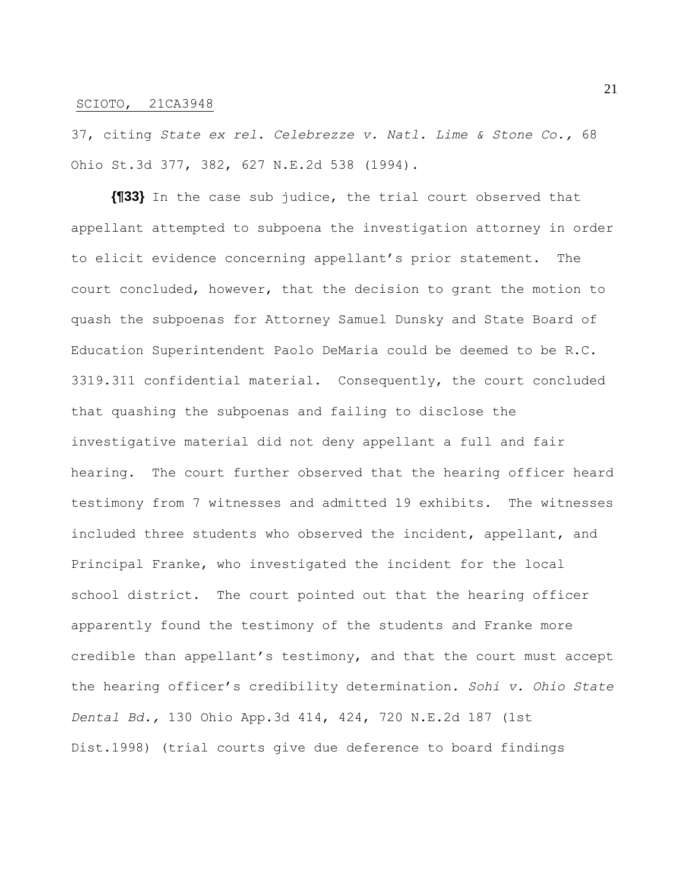37, citing *State ex rel. Celebrezze v. Natl. Lime & Stone Co.,* 68 Ohio St.3d 377, 382, 627 N.E.2d 538 (1994).

**{¶33}** In the case sub judice, the trial court observed that appellant attempted to subpoena the investigation attorney in order to elicit evidence concerning appellant's prior statement. The court concluded, however, that the decision to grant the motion to quash the subpoenas for Attorney Samuel Dunsky and State Board of Education Superintendent Paolo DeMaria could be deemed to be R.C. 3319.311 confidential material. Consequently, the court concluded that quashing the subpoenas and failing to disclose the investigative material did not deny appellant a full and fair hearing. The court further observed that the hearing officer heard testimony from 7 witnesses and admitted 19 exhibits. The witnesses included three students who observed the incident, appellant, and Principal Franke, who investigated the incident for the local school district. The court pointed out that the hearing officer apparently found the testimony of the students and Franke more credible than appellant's testimony, and that the court must accept the hearing officer's credibility determination. *Sohi v. Ohio State Dental Bd.,* 130 Ohio App.3d 414, 424, 720 N.E.2d 187 (1st Dist.1998) (trial courts give due deference to board findings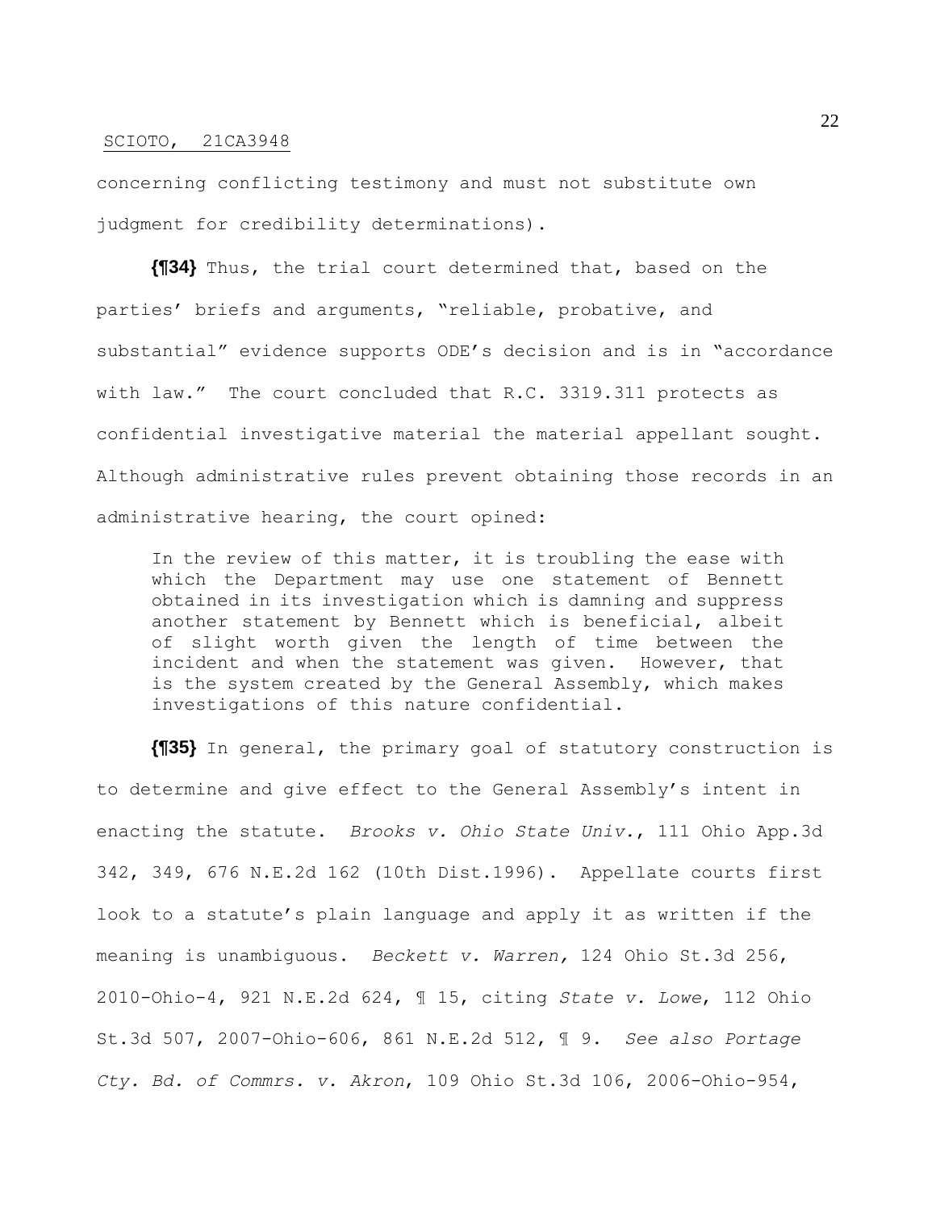concerning conflicting testimony and must not substitute own judgment for credibility determinations).

**{¶34}** Thus, the trial court determined that, based on the parties' briefs and arguments, "reliable, probative, and substantial" evidence supports ODE's decision and is in "accordance with law." The court concluded that R.C. 3319.311 protects as confidential investigative material the material appellant sought. Although administrative rules prevent obtaining those records in an administrative hearing, the court opined:

> In the review of this matter, it is troubling the ease with which the Department may use one statement of Bennett obtained in its investigation which is damning and suppress another statement by Bennett which is beneficial, albeit of slight worth given the length of time between the incident and when the statement was given. However, that is the system created by the General Assembly, which makes investigations of this nature confidential.

**{¶35}** In general, the primary goal of statutory construction is to determine and give effect to the General Assembly's intent in enacting the statute. *Brooks v. Ohio State Univ.*, 111 Ohio App.3d 342, 349, 676 N.E.2d 162 (10th Dist.1996). Appellate courts first look to a statute's plain language and apply it as written if the meaning is unambiguous. *Beckett v. Warren,* 124 Ohio St.3d 256, 2010-Ohio-4, 921 N.E.2d 624, ¶ 15, citing *State v. Lowe*, 112 Ohio St.3d 507, 2007-Ohio-606, 861 N.E.2d 512, ¶ 9. *See also Portage Cty. Bd. of Commrs. v. Akron*, 109 Ohio St.3d 106, 2006-Ohio-954,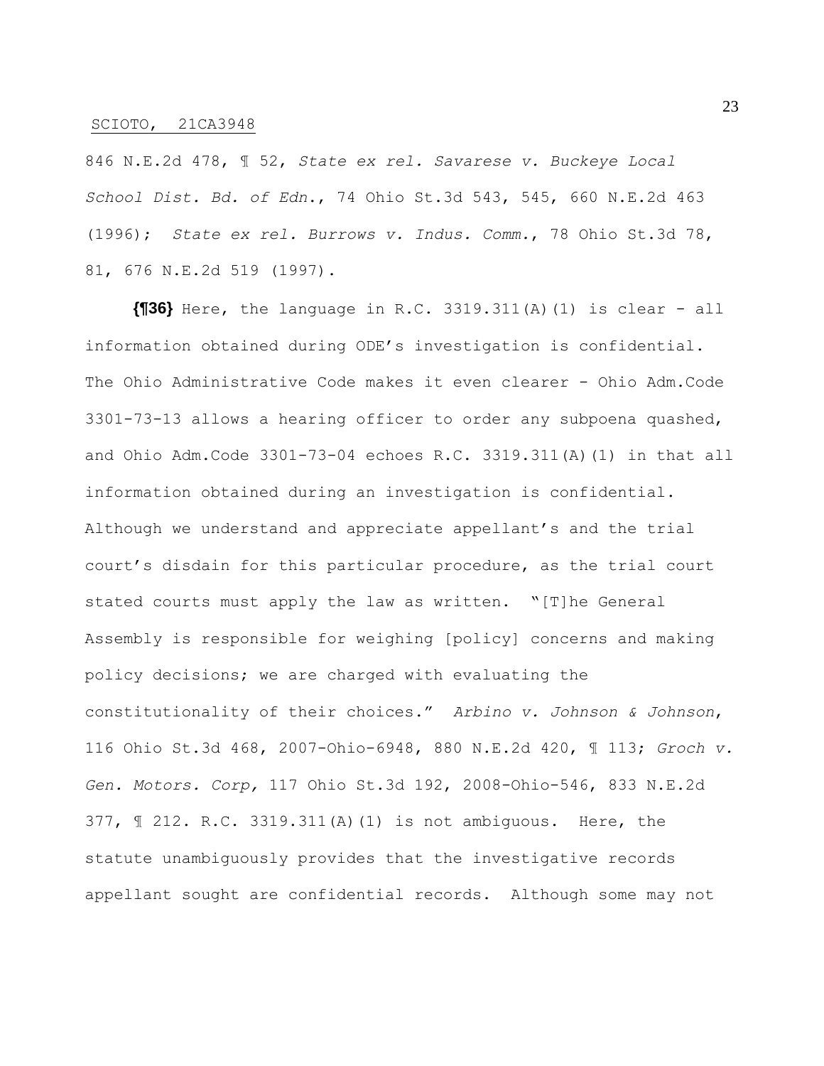846 N.E.2d 478, ¶ 52, *State ex rel. Savarese v. Buckeye Local School Dist. Bd. of Edn.*, 74 Ohio St.3d 543, 545, 660 N.E.2d 463 (1996); *State ex rel. Burrows v. Indus. Comm.*, 78 Ohio St.3d 78, 81, 676 N.E.2d 519 (1997).

**{¶36}** Here, the language in R.C. 3319.311(A)(1) is clear - all information obtained during ODE's investigation is confidential. The Ohio Administrative Code makes it even clearer - Ohio Adm.Code 3301-73-13 allows a hearing officer to order any subpoena quashed, and Ohio Adm.Code 3301-73-04 echoes R.C. 3319.311(A)(1) in that all information obtained during an investigation is confidential. Although we understand and appreciate appellant's and the trial court's disdain for this particular procedure, as the trial court stated courts must apply the law as written. "[T]he General Assembly is responsible for weighing [policy] concerns and making policy decisions; we are charged with evaluating the constitutionality of their choices." *Arbino v. Johnson & Johnson*, 116 Ohio St.3d 468, 2007-Ohio-6948, 880 N.E.2d 420, ¶ 113; *Groch v. Gen. Motors. Corp,* 117 Ohio St.3d 192, 2008-Ohio-546, 833 N.E.2d 377, ¶ 212. R.C. 3319.311(A)(1) is not ambiguous. Here, the statute unambiguously provides that the investigative records appellant sought are confidential records. Although some may not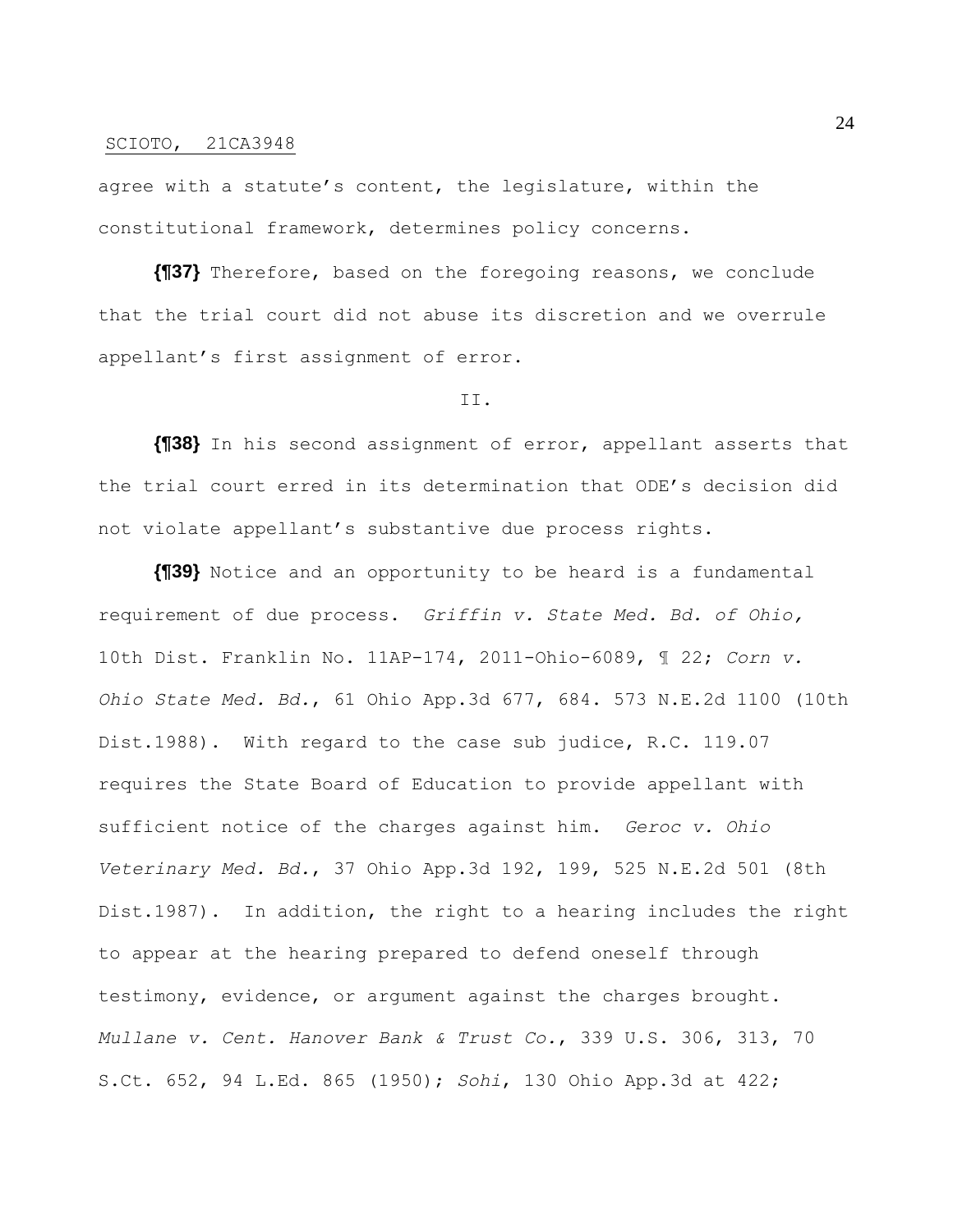agree with a statute's content, the legislature, within the constitutional framework, determines policy concerns.

**{¶37}** Therefore, based on the foregoing reasons, we conclude that the trial court did not abuse its discretion and we overrule appellant's first assignment of error.

II.

**{¶38}** In his second assignment of error, appellant asserts that the trial court erred in its determination that ODE's decision did not violate appellant's substantive due process rights.

**{¶39}** Notice and an opportunity to be heard is a fundamental requirement of due process. *Griffin v. State Med. Bd. of Ohio,* 10th Dist. Franklin No. 11AP-174, 2011-Ohio-6089, ¶ 22; *Corn v. Ohio State Med. Bd.*, 61 Ohio App.3d 677, 684. 573 N.E.2d 1100 (10th Dist.1988). With regard to the case sub judice, R.C. 119.07 requires the State Board of Education to provide appellant with sufficient notice of the charges against him. *Geroc v. Ohio Veterinary Med. Bd.*, 37 Ohio App.3d 192, 199, 525 N.E.2d 501 (8th Dist.1987). In addition, the right to a hearing includes the right to appear at the hearing prepared to defend oneself through testimony, evidence, or argument against the charges brought. *Mullane v. Cent. Hanover Bank & Trust Co.*, 339 U.S. 306, 313, 70 S.Ct. 652, 94 L.Ed. 865 (1950); *Sohi*, 130 Ohio App.3d at 422;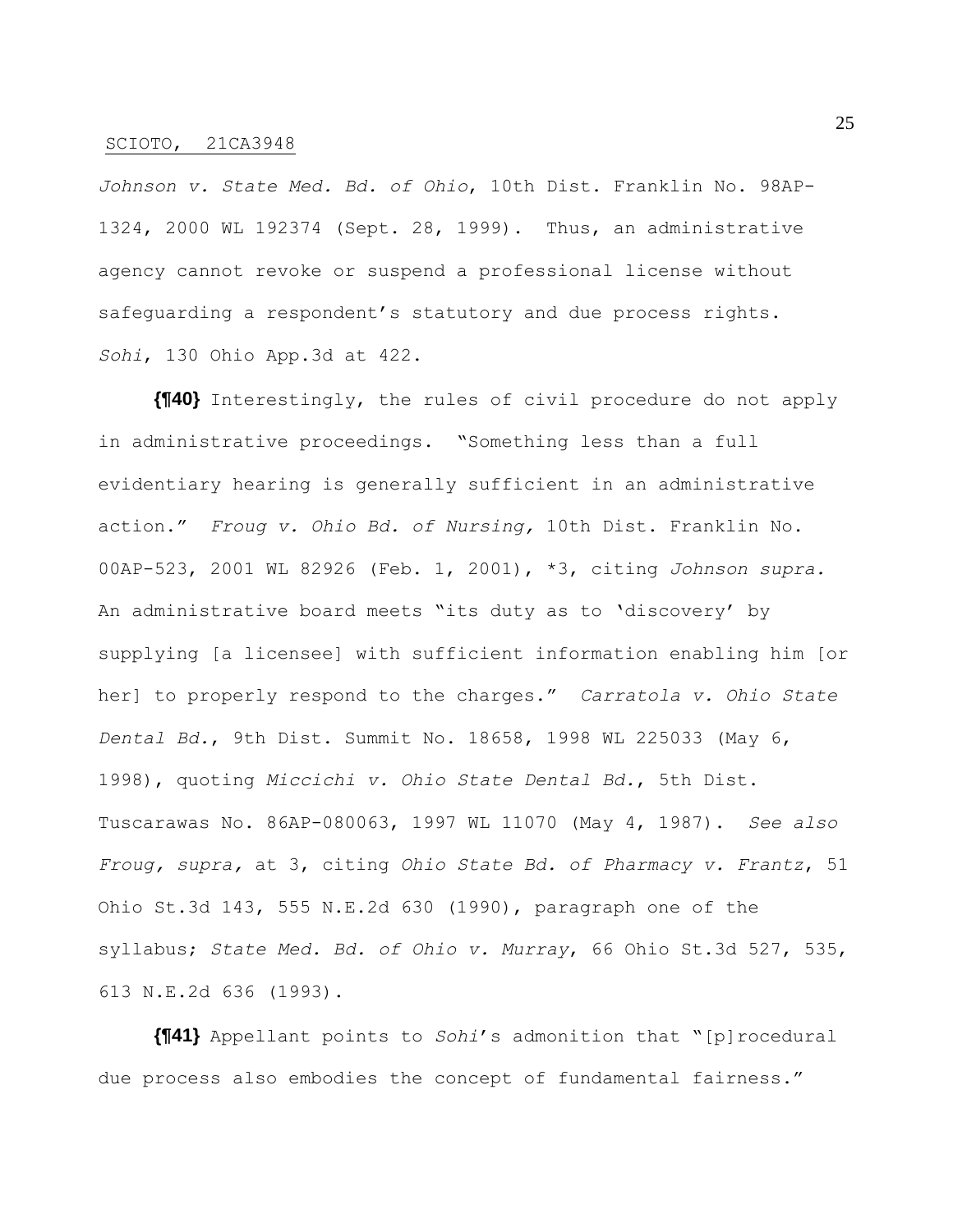*Johnson v. State Med. Bd. of Ohio*, 10th Dist. Franklin No. 98AP-1324, 2000 WL 192374 (Sept. 28, 1999). Thus, an administrative agency cannot revoke or suspend a professional license without safeguarding a respondent's statutory and due process rights. *Sohi*, 130 Ohio App.3d at 422.

**{¶40}** Interestingly, the rules of civil procedure do not apply in administrative proceedings. "Something less than a full evidentiary hearing is generally sufficient in an administrative action." *Froug v. Ohio Bd. of Nursing,* 10th Dist. Franklin No. 00AP-523, 2001 WL 82926 (Feb. 1, 2001), *3, citing *Johnson supra.* An administrative board meets "its duty as to 'discovery' by supplying [a licensee] with sufficient information enabling him [or her] to properly respond to the charges." *Carratola v. Ohio State Dental Bd.*, 9th Dist. Summit No. 18658, 1998 WL 225033 (May 6, 1998), quoting *Miccichi v. Ohio State Dental Bd.*, 5th Dist. Tuscarawas No. 86AP-080063, 1997 WL 11070 (May 4, 1987). *See also Froug, supra,* at 3, citing *Ohio State Bd. of Pharmacy v. Frantz*, 51 Ohio St.3d 143, 555 N.E.2d 630 (1990), paragraph one of the syllabus; *State Med. Bd. of Ohio v. Murray*, 66 Ohio St.3d 527, 535, 613 N.E.2d 636 (1993).

**{¶41}** Appellant points to *Sohi*'s admonition that "[p]rocedural due process also embodies the concept of fundamental fairness."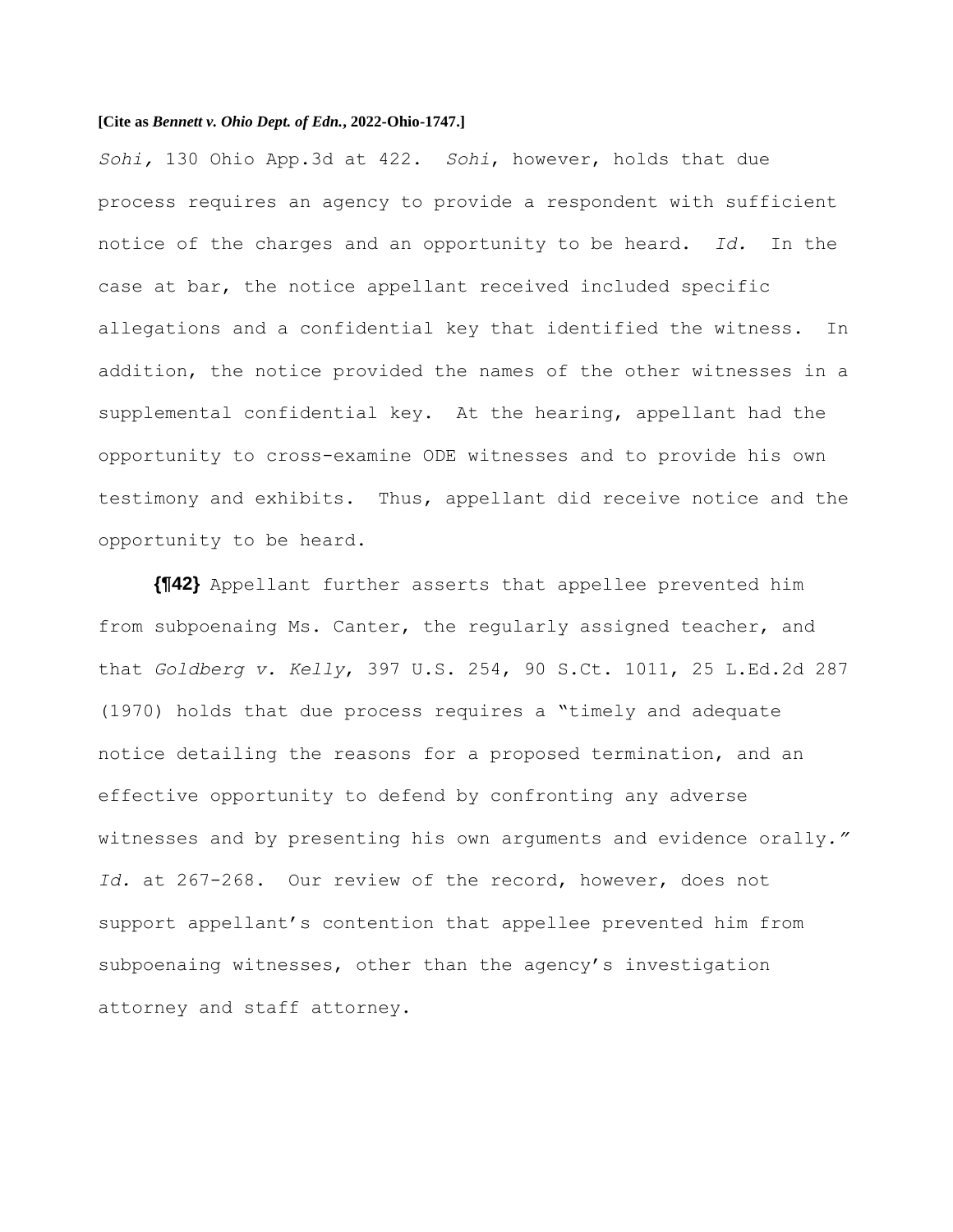*Sohi,* 130 Ohio App.3d at 422. *Sohi*, however, holds that due process requires an agency to provide a respondent with sufficient notice of the charges and an opportunity to be heard. *Id.* In the case at bar, the notice appellant received included specific allegations and a confidential key that identified the witness. In addition, the notice provided the names of the other witnesses in a supplemental confidential key. At the hearing, appellant had the opportunity to cross-examine ODE witnesses and to provide his own testimony and exhibits. Thus, appellant did receive notice and the opportunity to be heard.

**{¶42}** Appellant further asserts that appellee prevented him from subpoenaing Ms. Canter, the regularly assigned teacher, and that *Goldberg v. Kelly*, 397 U.S. 254, 90 S.Ct. 1011, 25 L.Ed.2d 287 (1970) holds that due process requires a "timely and adequate notice detailing the reasons for a proposed termination, and an effective opportunity to defend by confronting any adverse witnesses and by presenting his own arguments and evidence orally." *Id.* at 267-268. Our review of the record, however, does not support appellant's contention that appellee prevented him from subpoenaing witnesses, other than the agency's investigation attorney and staff attorney.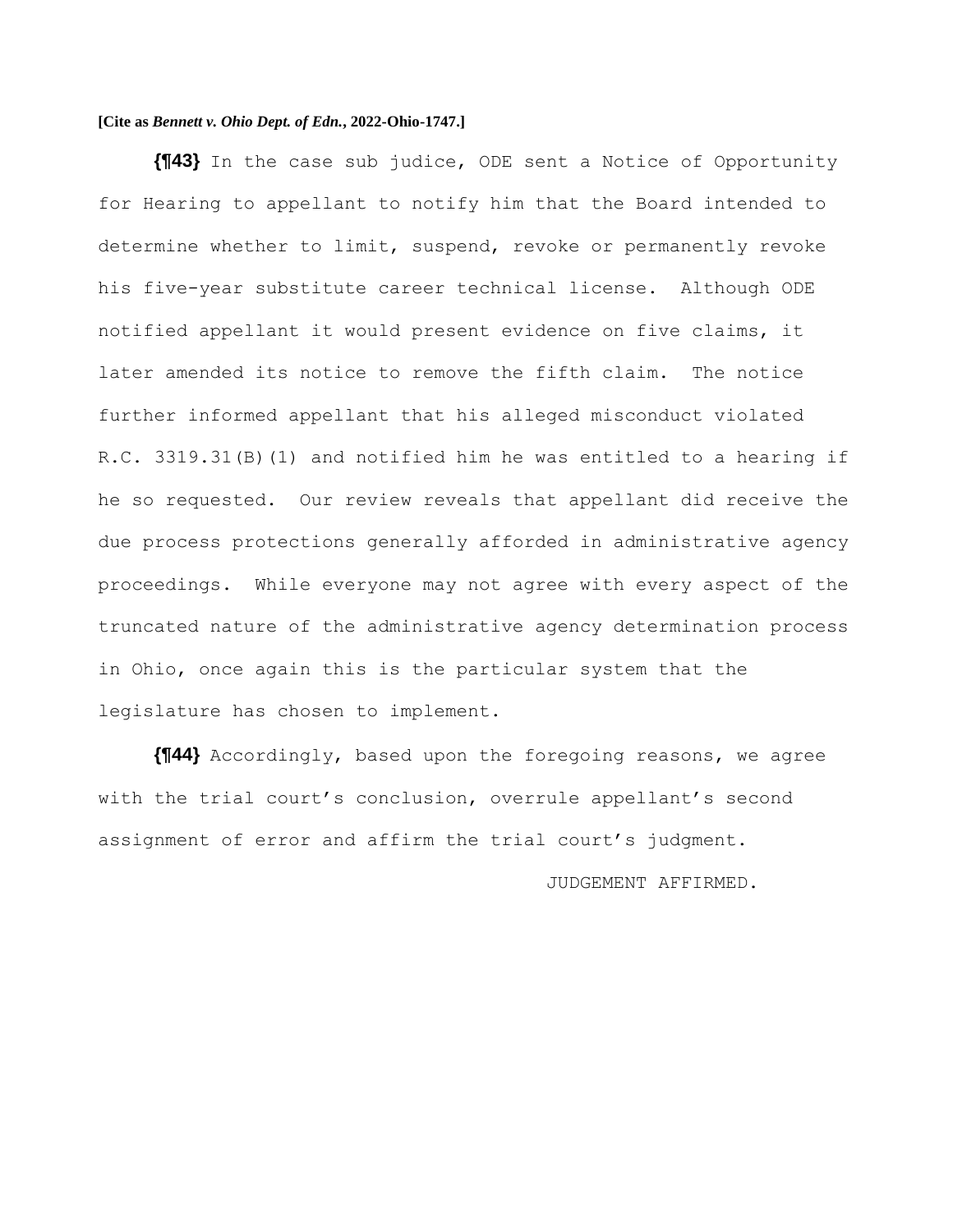**{¶43}** In the case sub judice, ODE sent a Notice of Opportunity for Hearing to appellant to notify him that the Board intended to determine whether to limit, suspend, revoke or permanently revoke his five-year substitute career technical license. Although ODE notified appellant it would present evidence on five claims, it later amended its notice to remove the fifth claim. The notice further informed appellant that his alleged misconduct violated R.C. 3319.31(B)(1) and notified him he was entitled to a hearing if he so requested. Our review reveals that appellant did receive the due process protections generally afforded in administrative agency proceedings. While everyone may not agree with every aspect of the truncated nature of the administrative agency determination process in Ohio, once again this is the particular system that the legislature has chosen to implement.

**{¶44}** Accordingly, based upon the foregoing reasons, we agree with the trial court's conclusion, overrule appellant's second assignment of error and affirm the trial court's judgment.

JUDGEMENT AFFIRMED.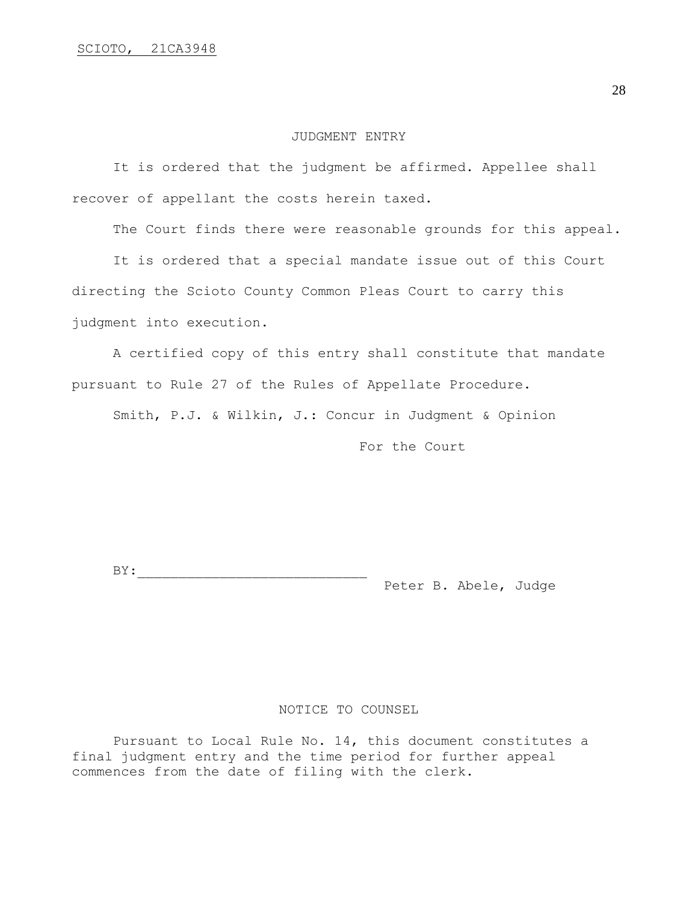## JUDGMENT ENTRY

It is ordered that the judgment be affirmed. Appellee shall recover of appellant the costs herein taxed.

The Court finds there were reasonable grounds for this appeal.

It is ordered that a special mandate issue out of this Court directing the Scioto County Common Pleas Court to carry this judgment into execution.

A certified copy of this entry shall constitute that mandate pursuant to Rule 27 of the Rules of Appellate Procedure.

Smith, P.J. & Wilkin, J.: Concur in Judgment & Opinion

For the Court

BY:____________________________
Peter B. Abele, Judge

## NOTICE TO COUNSEL

Pursuant to Local Rule No. 14, this document constitutes a final judgment entry and the time period for further appeal commences from the date of filing with the clerk.